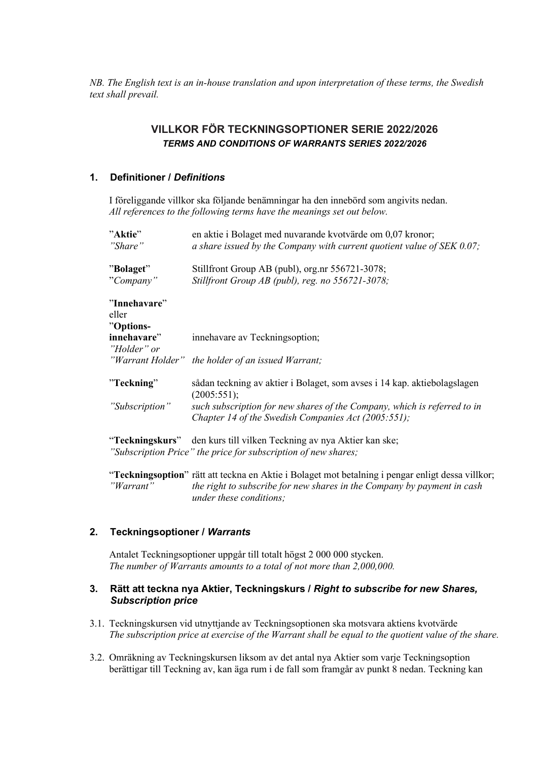*NB. The English text is an in-house translation and upon interpretation of these terms, the Swedish text shall prevail.*

# VILLKOR FÖR TECKNINGSOPTIONER SERIE 2022/2026
## *TERMS AND CONDITIONS OF WARRANTS SERIES 2022/2026*

## 1. Definitioner / *Definitions*

I föreliggande villkor ska följande benämningar ha den innebörd som angivits nedan.
*All references to the following terms have the meanings set out below.*

| | |
|---|---|
| ”**Aktie**”<br>*”Share”* | en aktie i Bolaget med nuvarande kvotvärde om 0,07 kronor;<br>*a share issued by the Company with current quotient value of SEK 0.07;* |
| ”**Bolaget**”<br>”*Company”* | Stillfront Group AB (publ), org.nr 556721-3078;<br>*Stillfront Group AB (publ), reg. no 556721-3078;* |
| ”**Innehavare**” eller ”**Options-innehavare**”<br>*”Holder” or ”Warrant Holder”* | innehavare av Teckningsoption;<br>*the holder of an issued Warrant;* |
| ”**Teckning**”<br>*”Subscription”* | sådan teckning av aktier i Bolaget, som avses i 14 kap. aktiebolagslagen (2005:551);<br>*such subscription for new shares of the Company, which is referred to in Chapter 14 of the Swedish Companies Act (2005:551);* |
| ”**Teckningskurs**”<br>*”Subscription Price”* | den kurs till vilken Teckning av nya Aktier kan ske;<br>*the price for subscription of new shares;* |
| ”**Teckningsoption**”<br>*”Warrant”* | rätt att teckna en Aktie i Bolaget mot betalning i pengar enligt dessa villkor;<br>*the right to subscribe for new shares in the Company by payment in cash under these conditions;* |

## 2. Teckningsoptioner / *Warrants*

Antalet Teckningsoptioner uppgår till totalt högst 2 000 000 stycken.
*The number of Warrants amounts to a total of not more than 2,000,000.*

## 3. Rätt att teckna nya Aktier, Teckningskurs / *Right to subscribe for new Shares, Subscription price*

3.1. Teckningskursen vid utnyttjande av Teckningsoptionen ska motsvara aktiens kvotvärde
*The subscription price at exercise of the Warrant shall be equal to the quotient value of the share.*

3.2. Omräkning av Teckningskursen liksom av det antal nya Aktier som varje Teckningsoption berättigar till Teckning av, kan äga rum i de fall som framgår av punkt 8 nedan. Teckning kan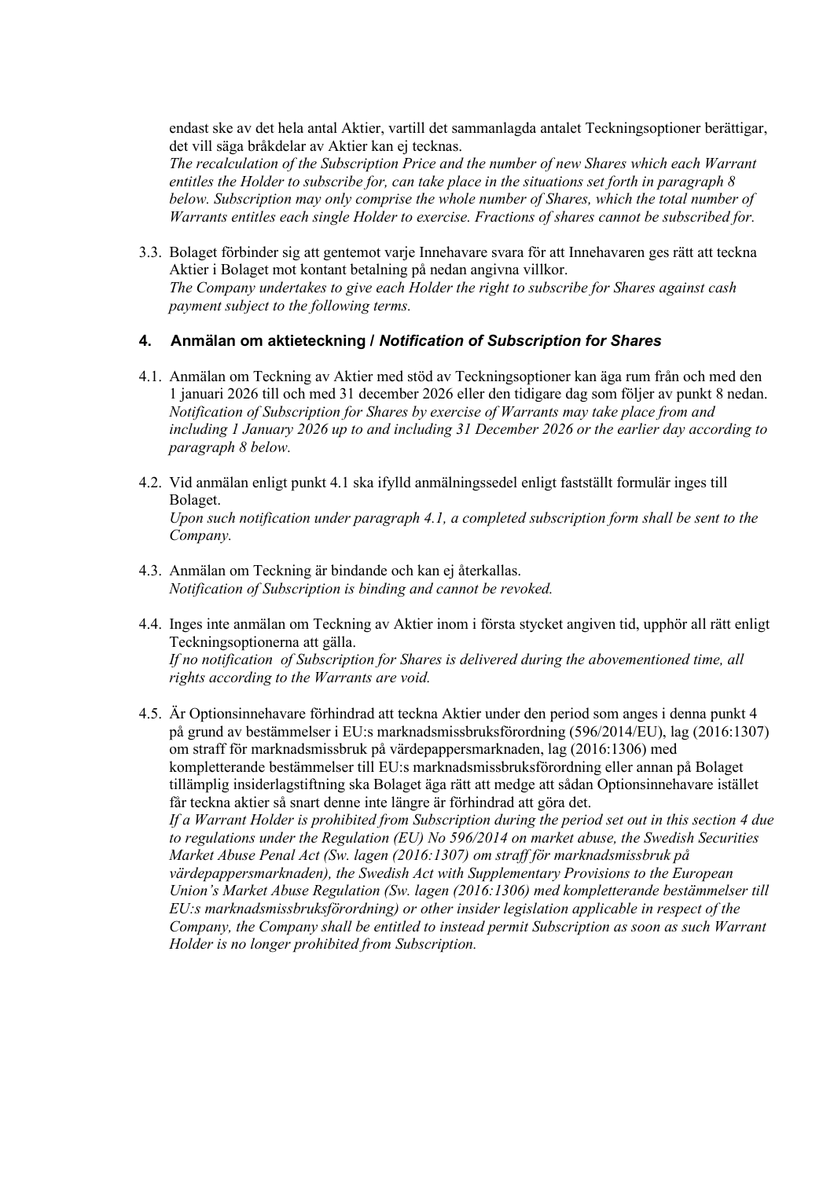endast ske av det hela antal Aktier, vartill det sammanlagda antalet Teckningsoptioner berättigar, det vill säga bråkdelar av Aktier kan ej tecknas.
*The recalculation of the Subscription Price and the number of new Shares which each Warrant entitles the Holder to subscribe for, can take place in the situations set forth in paragraph 8 below. Subscription may only comprise the whole number of Shares, which the total number of Warrants entitles each single Holder to exercise. Fractions of shares cannot be subscribed for.*

3.3. Bolaget förbinder sig att gentemot varje Innehavare svara för att Innehavaren ges rätt att teckna Aktier i Bolaget mot kontant betalning på nedan angivna villkor.
*The Company undertakes to give each Holder the right to subscribe for Shares against cash payment subject to the following terms.*

## 4. Anmälan om aktieteckning / *Notification of Subscription for Shares*

4.1. Anmälan om Teckning av Aktier med stöd av Teckningsoptioner kan äga rum från och med den 1 januari 2026 till och med 31 december 2026 eller den tidigare dag som följer av punkt 8 nedan.
*Notification of Subscription for Shares by exercise of Warrants may take place from and including 1 January 2026 up to and including 31 December 2026 or the earlier day according to paragraph 8 below.*

4.2. Vid anmälan enligt punkt 4.1 ska ifylld anmälningssedel enligt fastställt formulär inges till Bolaget.
*Upon such notification under paragraph 4.1, a completed subscription form shall be sent to the Company.*

4.3. Anmälan om Teckning är bindande och kan ej återkallas.
*Notification of Subscription is binding and cannot be revoked.*

4.4. Inges inte anmälan om Teckning av Aktier inom i första stycket angiven tid, upphör all rätt enligt Teckningsoptionerna att gälla.
*If no notification of Subscription for Shares is delivered during the abovementioned time, all rights according to the Warrants are void.*

4.5. Är Optionsinnehavare förhindrad att teckna Aktier under den period som anges i denna punkt 4 på grund av bestämmelser i EU:s marknadsmissbruksförordning (596/2014/EU), lag (2016:1307) om straff för marknadsmissbruk på värdepappersmarknaden, lag (2016:1306) med kompletterande bestämmelser till EU:s marknadsmissbruksförordning eller annan på Bolaget tillämplig insiderlagstiftning ska Bolaget äga rätt att medge att sådan Optionsinnehavare istället får teckna aktier så snart denne inte längre är förhindrad att göra det.
*If a Warrant Holder is prohibited from Subscription during the period set out in this section 4 due to regulations under the Regulation (EU) No 596/2014 on market abuse, the Swedish Securities Market Abuse Penal Act (Sw. lagen (2016:1307) om straff för marknadsmissbruk på värdepappersmarknaden), the Swedish Act with Supplementary Provisions to the European Union's Market Abuse Regulation (Sw. lagen (2016:1306) med kompletterande bestämmelser till EU:s marknadsmissbruksförordning) or other insider legislation applicable in respect of the Company, the Company shall be entitled to instead permit Subscription as soon as such Warrant Holder is no longer prohibited from Subscription.*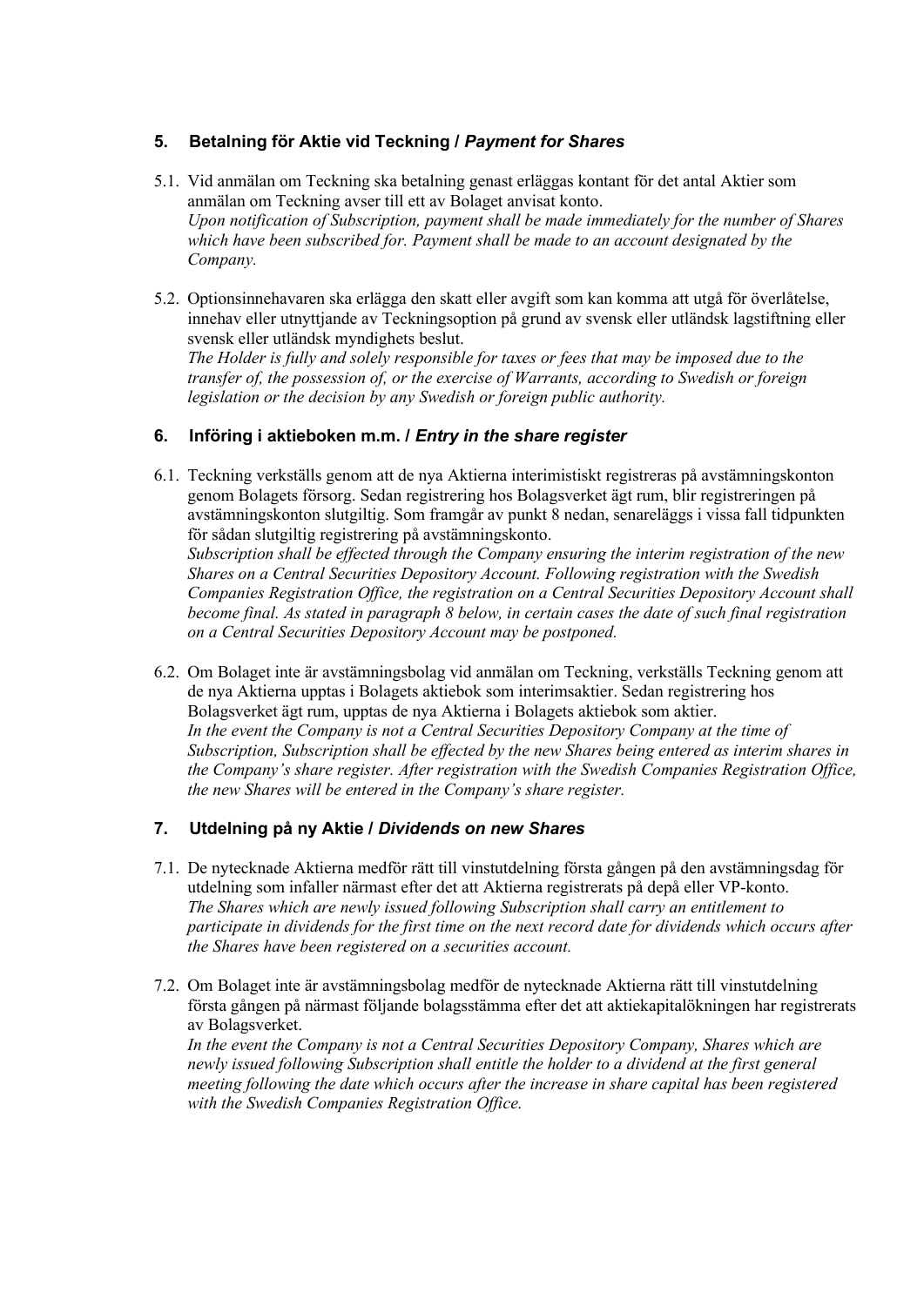## 5. Betalning för Aktie vid Teckning / *Payment for Shares*

5.1. Vid anmälan om Teckning ska betalning genast erläggas kontant för det antal Aktier som anmälan om Teckning avser till ett av Bolaget anvisat konto.
*Upon notification of Subscription, payment shall be made immediately for the number of Shares which have been subscribed for. Payment shall be made to an account designated by the Company.*

5.2. Optionsinnehavaren ska erlägga den skatt eller avgift som kan komma att utgå för överlåtelse, innehav eller utnyttjande av Teckningsoption på grund av svensk eller utländsk lagstiftning eller svensk eller utländsk myndighets beslut.
*The Holder is fully and solely responsible for taxes or fees that may be imposed due to the transfer of, the possession of, or the exercise of Warrants, according to Swedish or foreign legislation or the decision by any Swedish or foreign public authority.*

## 6. Införing i aktieboken m.m. / *Entry in the share register*

6.1. Teckning verkställs genom att de nya Aktierna interimistiskt registreras på avstämningskonton genom Bolagets försorg. Sedan registrering hos Bolagsverket ägt rum, blir registreringen på avstämningskonton slutgiltig. Som framgår av punkt 8 nedan, senareläggs i vissa fall tidpunkten för sådan slutgiltig registrering på avstämningskonto.
*Subscription shall be effected through the Company ensuring the interim registration of the new Shares on a Central Securities Depository Account. Following registration with the Swedish Companies Registration Office, the registration on a Central Securities Depository Account shall become final. As stated in paragraph 8 below, in certain cases the date of such final registration on a Central Securities Depository Account may be postponed.*

6.2. Om Bolaget inte är avstämningsbolag vid anmälan om Teckning, verkställs Teckning genom att de nya Aktierna upptas i Bolagets aktiebok som interimsaktier. Sedan registrering hos Bolagsverket ägt rum, upptas de nya Aktierna i Bolagets aktiebok som aktier.
*In the event the Company is not a Central Securities Depository Company at the time of Subscription, Subscription shall be effected by the new Shares being entered as interim shares in the Company's share register. After registration with the Swedish Companies Registration Office, the new Shares will be entered in the Company's share register.*

## 7. Utdelning på ny Aktie / *Dividends on new Shares*

7.1. De nytecknade Aktierna medför rätt till vinstutdelning första gången på den avstämningsdag för utdelning som infaller närmast efter det att Aktierna registrerats på depå eller VP-konto.
*The Shares which are newly issued following Subscription shall carry an entitlement to participate in dividends for the first time on the next record date for dividends which occurs after the Shares have been registered on a securities account.*

7.2. Om Bolaget inte är avstämningsbolag medför de nytecknade Aktierna rätt till vinstutdelning första gången på närmast följande bolagsstämma efter det att aktiekapitalökningen har registrerats av Bolagsverket.
*In the event the Company is not a Central Securities Depository Company, Shares which are newly issued following Subscription shall entitle the holder to a dividend at the first general meeting following the date which occurs after the increase in share capital has been registered with the Swedish Companies Registration Office.*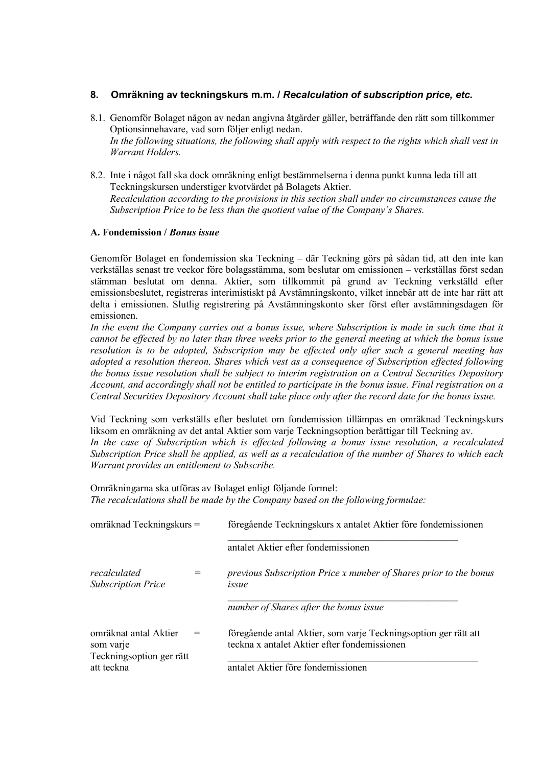## 8. Omräkning av teckningskurs m.m. / *Recalculation of subscription price, etc.*

8.1. Genomför Bolaget någon av nedan angivna åtgärder gäller, beträffande den rätt som tillkommer Optionsinnehavare, vad som följer enligt nedan.
*In the following situations, the following shall apply with respect to the rights which shall vest in Warrant Holders.*

8.2. Inte i något fall ska dock omräkning enligt bestämmelserna i denna punkt kunna leda till att Teckningskursen understiger kvotvärdet på Bolagets Aktier.
*Recalculation according to the provisions in this section shall under no circumstances cause the Subscription Price to be less than the quotient value of the Company's Shares.*

**A. Fondemission / *Bonus issue***

Genomför Bolaget en fondemission ska Teckning – där Teckning görs på sådan tid, att den inte kan verkställas senast tre veckor före bolagsstämma, som beslutar om emissionen – verkställas först sedan stämman beslutat om denna. Aktier, som tillkommit på grund av Teckning verkställd efter emissionsbeslutet, registreras interimistiskt på Avstämningskonto, vilket innebär att de inte har rätt att delta i emissionen. Slutlig registrering på Avstämningskonto sker först efter avstämningsdagen för emissionen.
*In the event the Company carries out a bonus issue, where Subscription is made in such time that it cannot be effected by no later than three weeks prior to the general meeting at which the bonus issue resolution is to be adopted, Subscription may be effected only after such a general meeting has adopted a resolution thereon. Shares which vest as a consequence of Subscription effected following the bonus issue resolution shall be subject to interim registration on a Central Securities Depository Account, and accordingly shall not be entitled to participate in the bonus issue. Final registration on a Central Securities Depository Account shall take place only after the record date for the bonus issue.*

Vid Teckning som verkställs efter beslutet om fondemission tillämpas en omräknad Teckningskurs liksom en omräkning av det antal Aktier som varje Teckningsoption berättigar till Teckning av.
*In the case of Subscription which is effected following a bonus issue resolution, a recalculated Subscription Price shall be applied, as well as a recalculation of the number of Shares to which each Warrant provides an entitlement to Subscribe.*

Omräkningarna ska utföras av Bolaget enligt följande formel:
*The recalculations shall be made by the Company based on the following formulae:*

$$\text{omräknad Teckningskurs} = \frac{\text{föregående Teckningskurs x antalet Aktier före fondemissionen}}{\text{antalet Aktier efter fondemissionen}}$$

$$\textit{recalculated Subscription Price} = \frac{\textit{previous Subscription Price x number of Shares prior to the bonus issue}}{\textit{number of Shares after the bonus issue}}$$

$$\text{omräknat antal Aktier som varje Teckningsoption ger rätt att teckna} = \frac{\text{föregående antal Aktier, som varje Teckningsoption ger rätt att teckna x antalet Aktier efter fondemissionen}}{\text{antalet Aktier före fondemissionen}}$$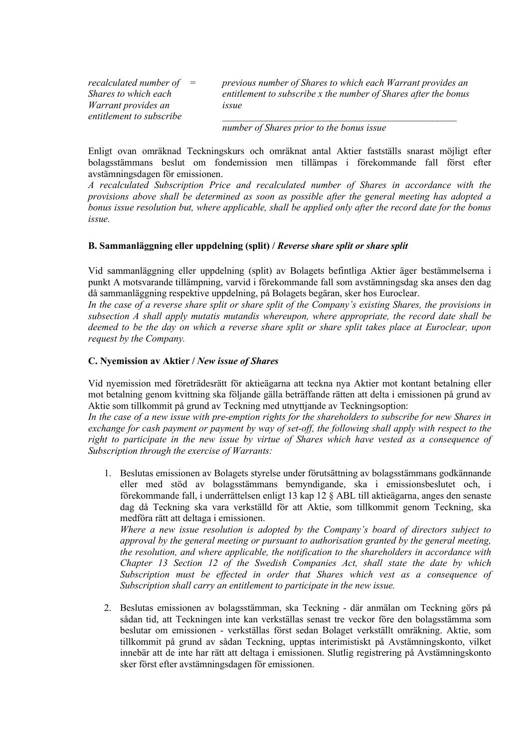*recalculated number of Shares to which each Warrant provides an entitlement to subscribe* = *previous number of Shares to which each Warrant provides an entitlement to subscribe x the number of Shares after the bonus issue* / *number of Shares prior to the bonus issue*

Enligt ovan omräknad Teckningskurs och omräknat antal Aktier fastställs snarast möjligt efter bolagsstämmans beslut om fondemission men tillämpas i förekommande fall först efter avstämningsdagen för emissionen.
*A recalculated Subscription Price and recalculated number of Shares in accordance with the provisions above shall be determined as soon as possible after the general meeting has adopted a bonus issue resolution but, where applicable, shall be applied only after the record date for the bonus issue.*

**B. Sammanläggning eller uppdelning (split) / *Reverse share split or share split***

Vid sammanläggning eller uppdelning (split) av Bolagets befintliga Aktier äger bestämmelserna i punkt A motsvarande tillämpning, varvid i förekommande fall som avstämningsdag ska anses den dag då sammanläggning respektive uppdelning, på Bolagets begäran, sker hos Euroclear.
*In the case of a reverse share split or share split of the Company's existing Shares, the provisions in subsection A shall apply mutatis mutandis whereupon, where appropriate, the record date shall be deemed to be the day on which a reverse share split or share split takes place at Euroclear, upon request by the Company.*

**C. Nyemission av Aktier / *New issue of Shares***

Vid nyemission med företrädesrätt för aktieägarna att teckna nya Aktier mot kontant betalning eller mot betalning genom kvittning ska följande gälla beträffande rätten att delta i emissionen på grund av Aktie som tillkommit på grund av Teckning med utnyttjande av Teckningsoption:
*In the case of a new issue with pre-emption rights for the shareholders to subscribe for new Shares in exchange for cash payment or payment by way of set-off, the following shall apply with respect to the right to participate in the new issue by virtue of Shares which have vested as a consequence of Subscription through the exercise of Warrants:*

1. Beslutas emissionen av Bolagets styrelse under förutsättning av bolagsstämmans godkännande eller med stöd av bolagsstämmans bemyndigande, ska i emissionsbeslutet och, i förekommande fall, i underrättelsen enligt 13 kap 12 § ABL till aktieägarna, anges den senaste dag då Teckning ska vara verkställd för att Aktie, som tillkommit genom Teckning, ska medföra rätt att deltaga i emissionen.
   *Where a new issue resolution is adopted by the Company's board of directors subject to approval by the general meeting or pursuant to authorisation granted by the general meeting, the resolution, and where applicable, the notification to the shareholders in accordance with Chapter 13 Section 12 of the Swedish Companies Act, shall state the date by which Subscription must be effected in order that Shares which vest as a consequence of Subscription shall carry an entitlement to participate in the new issue.*

2. Beslutas emissionen av bolagsstämman, ska Teckning - där anmälan om Teckning görs på sådan tid, att Teckningen inte kan verkställas senast tre veckor före den bolagsstämma som beslutar om emissionen - verkställas först sedan Bolaget verkställt omräkning. Aktie, som tillkommit på grund av sådan Teckning, upptas interimistiskt på Avstämningskonto, vilket innebär att de inte har rätt att deltaga i emissionen. Slutlig registrering på Avstämningskonto sker först efter avstämningsdagen för emissionen.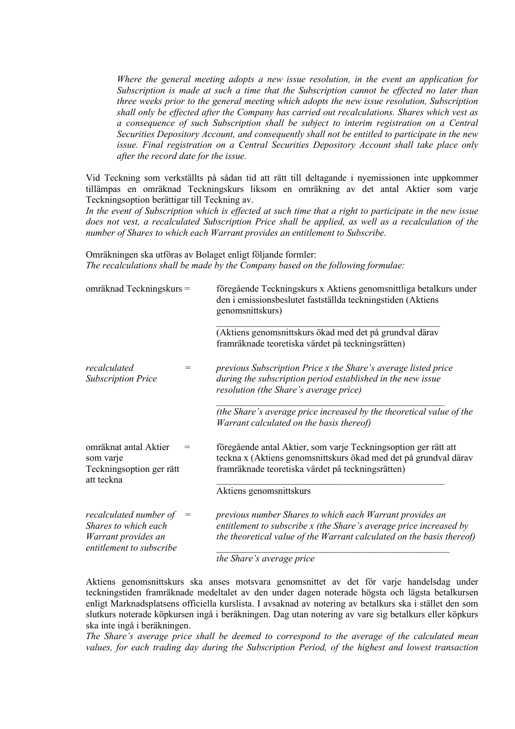*Where the general meeting adopts a new issue resolution, in the event an application for Subscription is made at such a time that the Subscription cannot be effected no later than three weeks prior to the general meeting which adopts the new issue resolution, Subscription shall only be effected after the Company has carried out recalculations. Shares which vest as a consequence of such Subscription shall be subject to interim registration on a Central Securities Depository Account, and consequently shall not be entitled to participate in the new issue. Final registration on a Central Securities Depository Account shall take place only after the record date for the issue.*

Vid Teckning som verkställts på sådan tid att rätt till deltagande i nyemissionen inte uppkommer tillämpas en omräknad Teckningskurs liksom en omräkning av det antal Aktier som varje Teckningsoption berättigar till Teckning av.
*In the event of Subscription which is effected at such time that a right to participate in the new issue does not vest, a recalculated Subscription Price shall be applied, as well as a recalculation of the number of Shares to which each Warrant provides an entitlement to Subscribe.*

Omräkningen ska utföras av Bolaget enligt följande formler:
*The recalculations shall be made by the Company based on the following formulae:*

omräknad Teckningskurs =

$$\frac{\text{föregående Teckningskurs x Aktiens genomsnittliga betalkurs under den i emissionsbeslutet fastställda teckningstiden (Aktiens genomsnittskurs)}}{\text{(Aktiens genomsnittskurs ökad med det på grundval därav framräknade teoretiska värdet på teckningsrätten)}}$$

*recalculated Subscription Price* =

$$\frac{\textit{previous Subscription Price x the Share's average listed price during the subscription period established in the new issue resolution (the Share's average price)}}{\textit{(the Share's average price increased by the theoretical value of the Warrant calculated on the basis thereof)}}$$

omräknat antal Aktier som varje Teckningsoption ger rätt att teckna =

$$\frac{\text{föregående antal Aktier, som varje Teckningsoption ger rätt att teckna x (Aktiens genomsnittskurs ökad med det på grundval därav framräknade teoretiska värdet på teckningsrätten)}}{\text{Aktiens genomsnittskurs}}$$

*recalculated number of Shares to which each Warrant provides an entitlement to subscribe* =

$$\frac{\textit{previous number Shares to which each Warrant provides an entitlement to subscribe x (the Share's average price increased by the theoretical value of the Warrant calculated on the basis thereof)}}{\textit{the Share's average price}}$$

Aktiens genomsnittskurs ska anses motsvara genomsnittet av det för varje handelsdag under teckningstiden framräknade medeltalet av den under dagen noterade högsta och lägsta betalkursen enligt Marknadsplatsens officiella kurslista. I avsaknad av notering av betalkurs ska i stället den som slutkurs noterade köpkursen ingå i beräkningen. Dag utan notering av vare sig betalkurs eller köpkurs ska inte ingå i beräkningen.
*The Share's average price shall be deemed to correspond to the average of the calculated mean values, for each trading day during the Subscription Period, of the highest and lowest transaction*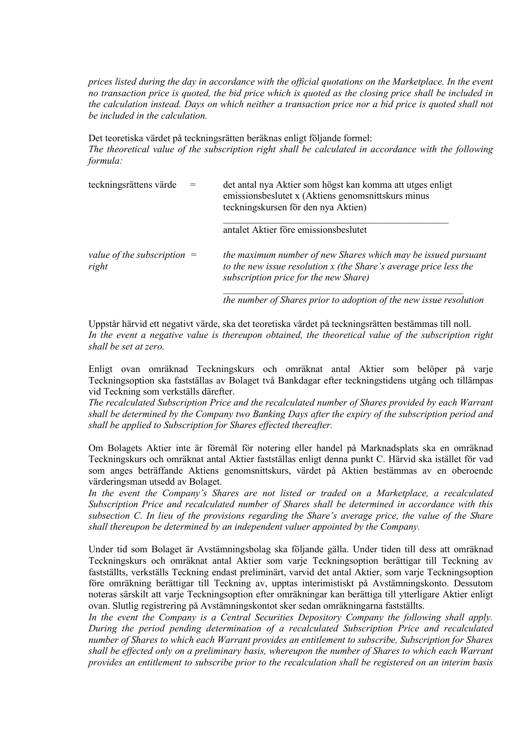*prices listed during the day in accordance with the official quotations on the Marketplace. In the event no transaction price is quoted, the bid price which is quoted as the closing price shall be included in the calculation instead. Days on which neither a transaction price nor a bid price is quoted shall not be included in the calculation.*

Det teoretiska värdet på teckningsrätten beräknas enligt följande formel:
*The theoretical value of the subscription right shall be calculated in accordance with the following formula:*

$$\text{teckningsrättens värde} = \frac{\text{det antal nya Aktier som högst kan komma att utges enligt emissionsbeslutet} \times (\text{Aktiens genomsnittskurs minus teckningskursen för den nya Aktien})}{\text{antalet Aktier före emissionsbeslutet}}$$

$$\textit{value of the subscription right} = \frac{\textit{the maximum number of new Shares which may be issued pursuant to the new issue resolution} \times (\textit{the Share's average price less the subscription price for the new Share})}{\textit{the number of Shares prior to adoption of the new issue resolution}}$$

Uppstår härvid ett negativt värde, ska det teoretiska värdet på teckningsrätten bestämmas till noll.
*In the event a negative value is thereupon obtained, the theoretical value of the subscription right shall be set at zero.*

Enligt ovan omräknad Teckningskurs och omräknat antal Aktier som belöper på varje Teckningsoption ska fastställas av Bolaget två Bankdagar efter teckningstidens utgång och tillämpas vid Teckning som verkställs därefter.
*The recalculated Subscription Price and the recalculated number of Shares provided by each Warrant shall be determined by the Company two Banking Days after the expiry of the subscription period and shall be applied to Subscription for Shares effected thereafter.*

Om Bolagets Aktier inte är föremål för notering eller handel på Marknadsplats ska en omräknad Teckningskurs och omräknat antal Aktier fastställas enligt denna punkt C. Härvid ska istället för vad som anges beträffande Aktiens genomsnittskurs, värdet på Aktien bestämmas av en oberoende värderingsman utsedd av Bolaget.
*In the event the Company's Shares are not listed or traded on a Marketplace, a recalculated Subscription Price and recalculated number of Shares shall be determined in accordance with this subsection C. In lieu of the provisions regarding the Share's average price, the value of the Share shall thereupon be determined by an independent valuer appointed by the Company.*

Under tid som Bolaget är Avstämningsbolag ska följande gälla. Under tiden till dess att omräknad Teckningskurs och omräknat antal Aktier som varje Teckningsoption berättigar till Teckning av fastställts, verkställs Teckning endast preliminärt, varvid det antal Aktier, som varje Teckningsoption före omräkning berättigar till Teckning av, upptas interimistiskt på Avstämningskonto. Dessutom noteras särskilt att varje Teckningsoption efter omräkningar kan berättiga till ytterligare Aktier enligt ovan. Slutlig registrering på Avstämningskontot sker sedan omräkningarna fastställts.
*In the event the Company is a Central Securities Depository Company the following shall apply. During the period pending determination of a recalculated Subscription Price and recalculated number of Shares to which each Warrant provides an entitlement to subscribe, Subscription for Shares shall be effected only on a preliminary basis, whereupon the number of Shares to which each Warrant provides an entitlement to subscribe prior to the recalculation shall be registered on an interim basis*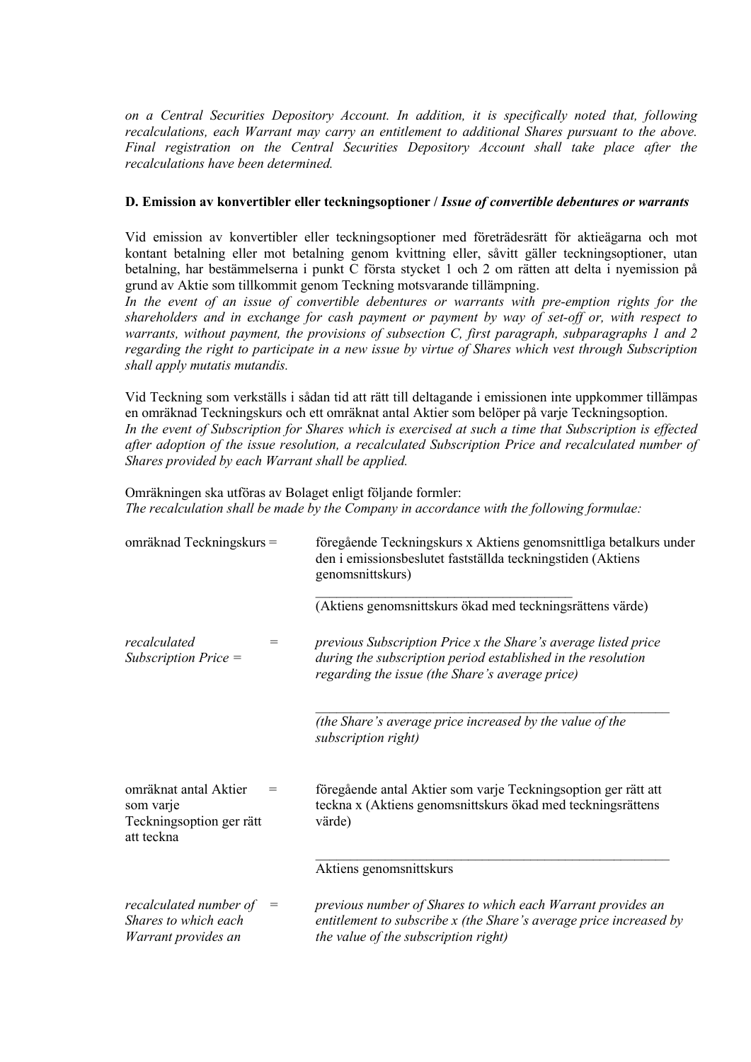*on a Central Securities Depository Account. In addition, it is specifically noted that, following recalculations, each Warrant may carry an entitlement to additional Shares pursuant to the above. Final registration on the Central Securities Depository Account shall take place after the recalculations have been determined.*

### D. Emission av konvertibler eller teckningsoptioner / *Issue of convertible debentures or warrants*

Vid emission av konvertibler eller teckningsoptioner med företrädesrätt för aktieägarna och mot kontant betalning eller mot betalning genom kvittning eller, såvitt gäller teckningsoptioner, utan betalning, har bestämmelserna i punkt C första stycket 1 och 2 om rätten att delta i nyemission på grund av Aktie som tillkommit genom Teckning motsvarande tillämpning.
*In the event of an issue of convertible debentures or warrants with pre-emption rights for the shareholders and in exchange for cash payment or payment by way of set-off or, with respect to warrants, without payment, the provisions of subsection C, first paragraph, subparagraphs 1 and 2 regarding the right to participate in a new issue by virtue of Shares which vest through Subscription shall apply mutatis mutandis.*

Vid Teckning som verkställs i sådan tid att rätt till deltagande i emissionen inte uppkommer tillämpas en omräknad Teckningskurs och ett omräknat antal Aktier som belöper på varje Teckningsoption.
*In the event of Subscription for Shares which is exercised at such a time that Subscription is effected after adoption of the issue resolution, a recalculated Subscription Price and recalculated number of Shares provided by each Warrant shall be applied.*

Omräkningen ska utföras av Bolaget enligt följande formler:
*The recalculation shall be made by the Company in accordance with the following formulae:*

$$\text{omräknad Teckningskurs} = \frac{\text{föregående Teckningskurs x Aktiens genomsnittliga betalkurs under den i emissionsbeslutet fastställda teckningstiden (Aktiens genomsnittskurs)}}{\text{(Aktiens genomsnittskurs ökad med teckningsrättens värde)}}$$

$$\textit{recalculated Subscription Price} = \frac{\textit{previous Subscription Price x the Share's average listed price during the subscription period established in the resolution regarding the issue (the Share's average price)}}{\textit{(the Share's average price increased by the value of the subscription right)}}$$

$$\text{omräknat antal Aktier som varje Teckningsoption ger rätt att teckna} = \frac{\text{föregående antal Aktier som varje Teckningsoption ger rätt att teckna x (Aktiens genomsnittskurs ökad med teckningsrättens värde)}}{\text{Aktiens genomsnittskurs}}$$

*recalculated number of Shares to which each Warrant provides an* = *previous number of Shares to which each Warrant provides an entitlement to subscribe x (the Share's average price increased by the value of the subscription right)*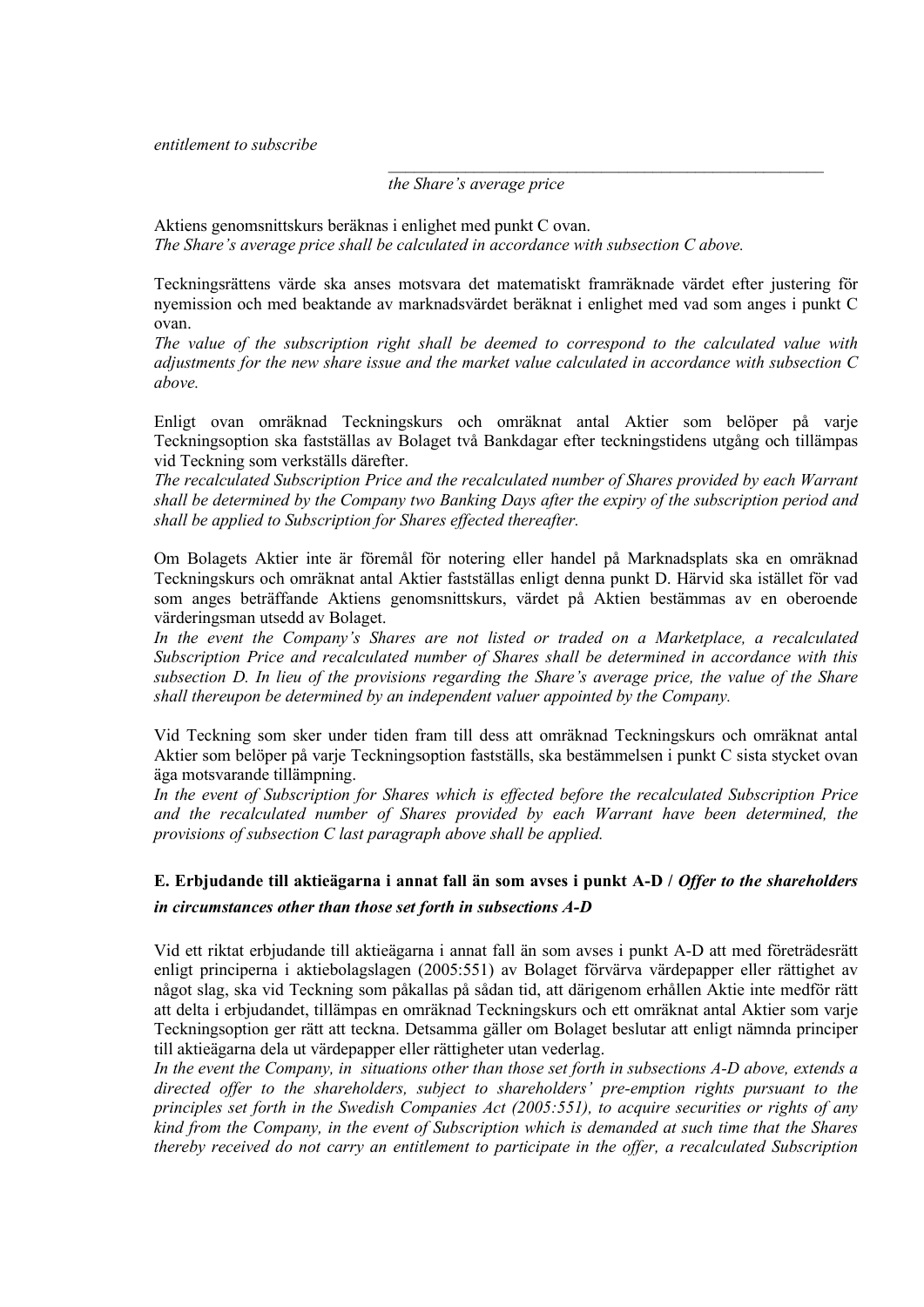*entitlement to subscribe*

\_\_\_\_\_\_\_\_\_\_\_\_\_\_\_\_\_\_\_\_\_\_\_\_\_\_\_\_\_\_\_\_\_\_\_\_\_\_\_\_\_\_\_\_\_\_\_\_\_\_\_\_

*the Share's average price*

Aktiens genomsnittskurs beräknas i enlighet med punkt C ovan.
*The Share's average price shall be calculated in accordance with subsection C above.*

Teckningsrättens värde ska anses motsvara det matematiskt framräknade värdet efter justering för nyemission och med beaktande av marknadsvärdet beräknat i enlighet med vad som anges i punkt C ovan.
*The value of the subscription right shall be deemed to correspond to the calculated value with adjustments for the new share issue and the market value calculated in accordance with subsection C above.*

Enligt ovan omräknad Teckningskurs och omräknat antal Aktier som belöper på varje Teckningsoption ska fastställas av Bolaget två Bankdagar efter teckningstidens utgång och tillämpas vid Teckning som verkställs därefter.
*The recalculated Subscription Price and the recalculated number of Shares provided by each Warrant shall be determined by the Company two Banking Days after the expiry of the subscription period and shall be applied to Subscription for Shares effected thereafter.*

Om Bolagets Aktier inte är föremål för notering eller handel på Marknadsplats ska en omräknad Teckningskurs och omräknat antal Aktier fastställas enligt denna punkt D. Härvid ska istället för vad som anges beträffande Aktiens genomsnittskurs, värdet på Aktien bestämmas av en oberoende värderingsman utsedd av Bolaget.
*In the event the Company's Shares are not listed or traded on a Marketplace, a recalculated Subscription Price and recalculated number of Shares shall be determined in accordance with this subsection D. In lieu of the provisions regarding the Share's average price, the value of the Share shall thereupon be determined by an independent valuer appointed by the Company.*

Vid Teckning som sker under tiden fram till dess att omräknad Teckningskurs och omräknat antal Aktier som belöper på varje Teckningsoption fastställs, ska bestämmelsen i punkt C sista stycket ovan äga motsvarande tillämpning.
*In the event of Subscription for Shares which is effected before the recalculated Subscription Price and the recalculated number of Shares provided by each Warrant have been determined, the provisions of subsection C last paragraph above shall be applied.*

## E. Erbjudande till aktieägarna i annat fall än som avses i punkt A-D / *Offer to the shareholders in circumstances other than those set forth in subsections A-D*

Vid ett riktat erbjudande till aktieägarna i annat fall än som avses i punkt A-D att med företrädesrätt enligt principerna i aktiebolagslagen (2005:551) av Bolaget förvärva värdepapper eller rättighet av något slag, ska vid Teckning som påkallas på sådan tid, att därigenom erhållen Aktie inte medför rätt att delta i erbjudandet, tillämpas en omräknad Teckningskurs och ett omräknat antal Aktier som varje Teckningsoption ger rätt att teckna. Detsamma gäller om Bolaget beslutar att enligt nämnda principer till aktieägarna dela ut värdepapper eller rättigheter utan vederlag.
*In the event the Company, in situations other than those set forth in subsections A-D above, extends a directed offer to the shareholders, subject to shareholders' pre-emption rights pursuant to the principles set forth in the Swedish Companies Act (2005:551), to acquire securities or rights of any kind from the Company, in the event of Subscription which is demanded at such time that the Shares thereby received do not carry an entitlement to participate in the offer, a recalculated Subscription*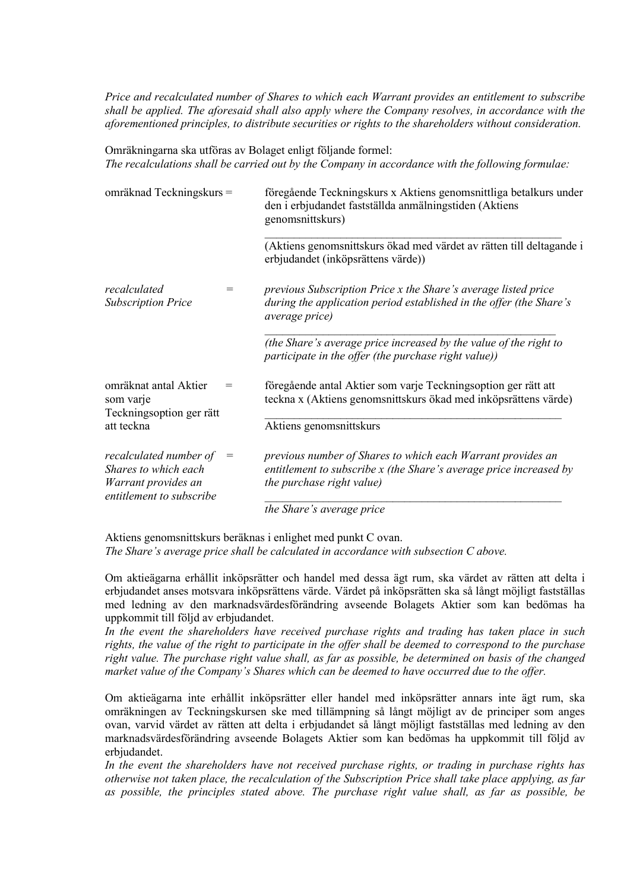*Price and recalculated number of Shares to which each Warrant provides an entitlement to subscribe shall be applied. The aforesaid shall also apply where the Company resolves, in accordance with the aforementioned principles, to distribute securities or rights to the shareholders without consideration.*

Omräkningarna ska utföras av Bolaget enligt följande formel:
*The recalculations shall be carried out by the Company in accordance with the following formulae:*

$$\text{omräknad Teckningskurs} = \frac{\text{föregående Teckningskurs x Aktiens genomsnittliga betalkurs under den i erbjudandet fastställda anmälningstiden (Aktiens genomsnittskurs)}}{\text{(Aktiens genomsnittskurs ökad med värdet av rätten till deltagande i erbjudandet (inköpsrättens värde))}}$$

$$\textit{recalculated Subscription Price} = \frac{\textit{previous Subscription Price x the Share's average listed price during the application period established in the offer (the Share's average price)}}{\textit{(the Share's average price increased by the value of the right to participate in the offer (the purchase right value))}}$$

$$\text{omräknat antal Aktier som varje Teckningsoption ger rätt att teckna} = \frac{\text{föregående antal Aktier som varje Teckningsoption ger rätt att teckna x (Aktiens genomsnittskurs ökad med inköpsrättens värde)}}{\text{Aktiens genomsnittskurs}}$$

$$\textit{recalculated number of Shares to which each Warrant provides an entitlement to subscribe} = \frac{\textit{previous number of Shares to which each Warrant provides an entitlement to subscribe x (the Share's average price increased by the purchase right value)}}{\textit{the Share's average price}}$$

Aktiens genomsnittskurs beräknas i enlighet med punkt C ovan.
*The Share's average price shall be calculated in accordance with subsection C above.*

Om aktieägarna erhållit inköpsrätter och handel med dessa ägt rum, ska värdet av rätten att delta i erbjudandet anses motsvara inköpsrättens värde. Värdet på inköpsrätten ska så långt möjligt fastställas med ledning av den marknadsvärdesförändring avseende Bolagets Aktier som kan bedömas ha uppkommit till följd av erbjudandet.
*In the event the shareholders have received purchase rights and trading has taken place in such rights, the value of the right to participate in the offer shall be deemed to correspond to the purchase right value. The purchase right value shall, as far as possible, be determined on basis of the changed market value of the Company's Shares which can be deemed to have occurred due to the offer.*

Om aktieägarna inte erhållit inköpsrätter eller handel med inköpsrätter annars inte ägt rum, ska omräkningen av Teckningskursen ske med tillämpning så långt möjligt av de principer som anges ovan, varvid värdet av rätten att delta i erbjudandet så långt möjligt fastställas med ledning av den marknadsvärdesförändring avseende Bolagets Aktier som kan bedömas ha uppkommit till följd av erbjudandet.
*In the event the shareholders have not received purchase rights, or trading in purchase rights has otherwise not taken place, the recalculation of the Subscription Price shall take place applying, as far as possible, the principles stated above. The purchase right value shall, as far as possible, be*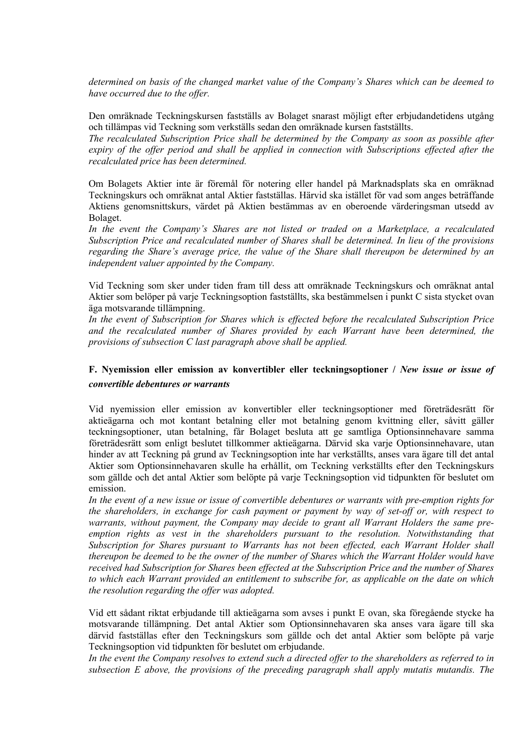*determined on basis of the changed market value of the Company's Shares which can be deemed to have occurred due to the offer.*

Den omräknade Teckningskursen fastställs av Bolaget snarast möjligt efter erbjudandetidens utgång och tillämpas vid Teckning som verkställs sedan den omräknade kursen fastställts.
*The recalculated Subscription Price shall be determined by the Company as soon as possible after expiry of the offer period and shall be applied in connection with Subscriptions effected after the recalculated price has been determined.*

Om Bolagets Aktier inte är föremål för notering eller handel på Marknadsplats ska en omräknad Teckningskurs och omräknat antal Aktier fastställas. Härvid ska istället för vad som anges beträffande Aktiens genomsnittskurs, värdet på Aktien bestämmas av en oberoende värderingsman utsedd av Bolaget.
*In the event the Company's Shares are not listed or traded on a Marketplace, a recalculated Subscription Price and recalculated number of Shares shall be determined. In lieu of the provisions regarding the Share's average price, the value of the Share shall thereupon be determined by an independent valuer appointed by the Company.*

Vid Teckning som sker under tiden fram till dess att omräknade Teckningskurs och omräknat antal Aktier som belöper på varje Teckningsoption fastställts, ska bestämmelsen i punkt C sista stycket ovan äga motsvarande tillämpning.
*In the event of Subscription for Shares which is effected before the recalculated Subscription Price and the recalculated number of Shares provided by each Warrant have been determined, the provisions of subsection C last paragraph above shall be applied.*

## F. Nyemission eller emission av konvertibler eller teckningsoptioner / *New issue or issue of convertible debentures or warrants*

Vid nyemission eller emission av konvertibler eller teckningsoptioner med företrädesrätt för aktieägarna och mot kontant betalning eller mot betalning genom kvittning eller, såvitt gäller teckningsoptioner, utan betalning, får Bolaget besluta att ge samtliga Optionsinnehavare samma företrädesrätt som enligt beslutet tillkommer aktieägarna. Därvid ska varje Optionsinnehavare, utan hinder av att Teckning på grund av Teckningsoption inte har verkställts, anses vara ägare till det antal Aktier som Optionsinnehavaren skulle ha erhållit, om Teckning verkställts efter den Teckningskurs som gällde och det antal Aktier som belöpte på varje Teckningsoption vid tidpunkten för beslutet om emission.
*In the event of a new issue or issue of convertible debentures or warrants with pre-emption rights for the shareholders, in exchange for cash payment or payment by way of set-off or, with respect to warrants, without payment, the Company may decide to grant all Warrant Holders the same pre-emption rights as vest in the shareholders pursuant to the resolution. Notwithstanding that Subscription for Shares pursuant to Warrants has not been effected, each Warrant Holder shall thereupon be deemed to be the owner of the number of Shares which the Warrant Holder would have received had Subscription for Shares been effected at the Subscription Price and the number of Shares to which each Warrant provided an entitlement to subscribe for, as applicable on the date on which the resolution regarding the offer was adopted.*

Vid ett sådant riktat erbjudande till aktieägarna som avses i punkt E ovan, ska föregående stycke ha motsvarande tillämpning. Det antal Aktier som Optionsinnehavaren ska anses vara ägare till ska därvid fastställas efter den Teckningskurs som gällde och det antal Aktier som belöpte på varje Teckningsoption vid tidpunkten för beslutet om erbjudande.
*In the event the Company resolves to extend such a directed offer to the shareholders as referred to in subsection E above, the provisions of the preceding paragraph shall apply mutatis mutandis. The*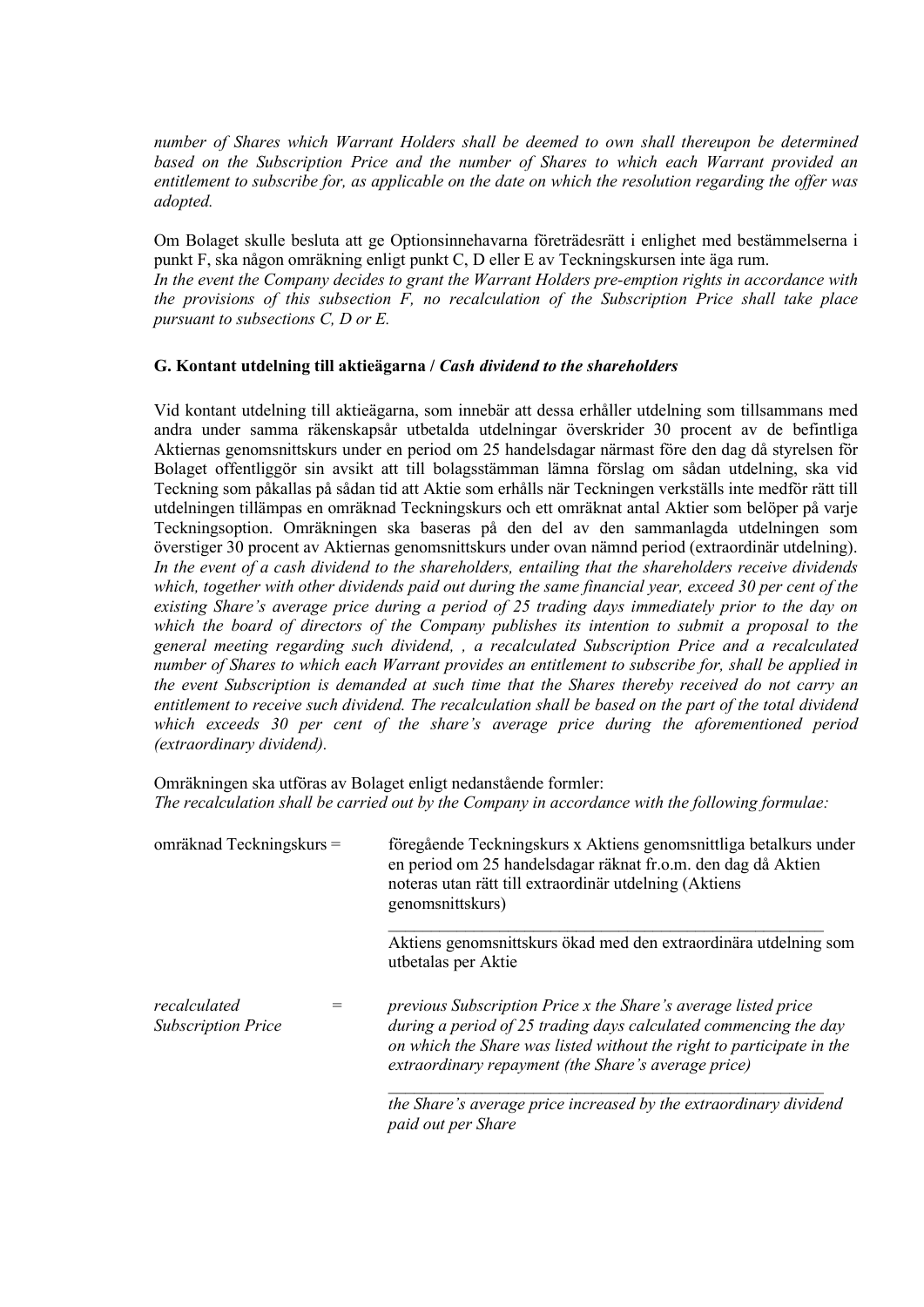*number of Shares which Warrant Holders shall be deemed to own shall thereupon be determined based on the Subscription Price and the number of Shares to which each Warrant provided an entitlement to subscribe for, as applicable on the date on which the resolution regarding the offer was adopted.*

Om Bolaget skulle besluta att ge Optionsinnehavarna företrädesrätt i enlighet med bestämmelserna i punkt F, ska någon omräkning enligt punkt C, D eller E av Teckningskursen inte äga rum.
*In the event the Company decides to grant the Warrant Holders pre-emption rights in accordance with the provisions of this subsection F, no recalculation of the Subscription Price shall take place pursuant to subsections C, D or E.*

### G. Kontant utdelning till aktieägarna / *Cash dividend to the shareholders*

Vid kontant utdelning till aktieägarna, som innebär att dessa erhåller utdelning som tillsammans med andra under samma räkenskapsår utbetalda utdelningar överskrider 30 procent av de befintliga Aktiernas genomsnittskurs under en period om 25 handelsdagar närmast före den dag då styrelsen för Bolaget offentliggör sin avsikt att till bolagsstämman lämna förslag om sådan utdelning, ska vid Teckning som påkallas på sådan tid att Aktie som erhålls när Teckningen verkställs inte medför rätt till utdelningen tillämpas en omräknad Teckningskurs och ett omräknat antal Aktier som belöper på varje Teckningsoption. Omräkningen ska baseras på den del av den sammanlagda utdelningen som överstiger 30 procent av Aktiernas genomsnittskurs under ovan nämnd period (extraordinär utdelning).
*In the event of a cash dividend to the shareholders, entailing that the shareholders receive dividends which, together with other dividends paid out during the same financial year, exceed 30 per cent of the existing Share's average price during a period of 25 trading days immediately prior to the day on which the board of directors of the Company publishes its intention to submit a proposal to the general meeting regarding such dividend, , a recalculated Subscription Price and a recalculated number of Shares to which each Warrant provides an entitlement to subscribe for, shall be applied in the event Subscription is demanded at such time that the Shares thereby received do not carry an entitlement to receive such dividend. The recalculation shall be based on the part of the total dividend which exceeds 30 per cent of the share's average price during the aforementioned period (extraordinary dividend).*

Omräkningen ska utföras av Bolaget enligt nedanstående formler:
*The recalculation shall be carried out by the Company in accordance with the following formulae:*

omräknad Teckningskurs = 

föregående Teckningskurs x Aktiens genomsnittliga betalkurs under en period om 25 handelsdagar räknat fr.o.m. den dag då Aktien noteras utan rätt till extraordinär utdelning (Aktiens genomsnittskurs)
\_\_\_\_\_\_\_\_\_\_\_\_\_\_\_\_\_\_\_\_\_\_\_\_\_\_\_\_\_\_\_\_\_\_\_\_\_\_\_\_\_\_\_\_\_\_\_\_\_\_
Aktiens genomsnittskurs ökad med den extraordinära utdelning som utbetalas per Aktie

*recalculated Subscription Price* = 

*previous Subscription Price x the Share's average listed price during a period of 25 trading days calculated commencing the day on which the Share was listed without the right to participate in the extraordinary repayment (the Share's average price)*
\_\_\_\_\_\_\_\_\_\_\_\_\_\_\_\_\_\_\_\_\_\_\_\_\_\_\_\_\_\_\_\_\_\_\_\_\_\_\_\_\_\_\_\_\_\_\_\_\_\_
*the Share's average price increased by the extraordinary dividend paid out per Share*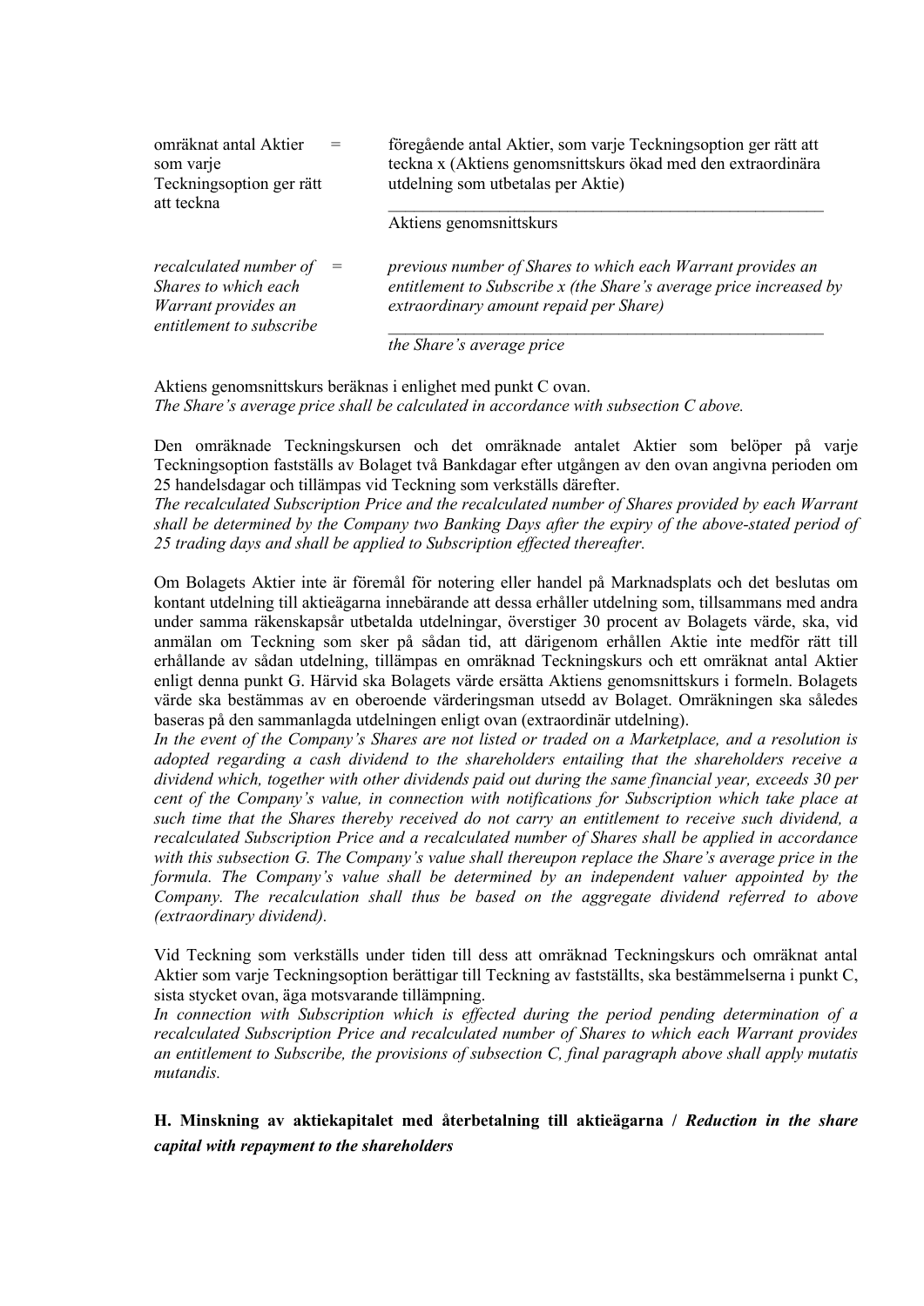omräknat antal Aktier som varje Teckningsoption ger rätt att teckna = föregående antal Aktier, som varje Teckningsoption ger rätt att teckna x (Aktiens genomsnittskurs ökad med den extraordinära utdelning som utbetalas per Aktie) / Aktiens genomsnittskurs

$$\text{omräknat antal Aktier som varje Teckningsoption ger rätt att teckna} = \frac{\text{föregående antal Aktier, som varje Teckningsoption ger rätt att teckna} \times (\text{Aktiens genomsnittskurs ökad med den extraordinära utdelning som utbetalas per Aktie})}{\text{Aktiens genomsnittskurs}}$$

*recalculated number of Shares to which each Warrant provides an entitlement to subscribe = previous number of Shares to which each Warrant provides an entitlement to Subscribe x (the Share's average price increased by extraordinary amount repaid per Share) / the Share's average price*

$$\textit{recalculated number of Shares to which each Warrant provides an entitlement to subscribe} = \frac{\textit{previous number of Shares to which each Warrant provides an entitlement to Subscribe} \times (\textit{the Share's average price increased by extraordinary amount repaid per Share})}{\textit{the Share's average price}}$$

Aktiens genomsnittskurs beräknas i enlighet med punkt C ovan.
*The Share's average price shall be calculated in accordance with subsection C above.*

Den omräknade Teckningskursen och det omräknade antalet Aktier som belöper på varje Teckningsoption fastställs av Bolaget två Bankdagar efter utgången av den ovan angivna perioden om 25 handelsdagar och tillämpas vid Teckning som verkställs därefter.
*The recalculated Subscription Price and the recalculated number of Shares provided by each Warrant shall be determined by the Company two Banking Days after the expiry of the above-stated period of 25 trading days and shall be applied to Subscription effected thereafter.*

Om Bolagets Aktier inte är föremål för notering eller handel på Marknadsplats och det beslutas om kontant utdelning till aktieägarna innebärande att dessa erhåller utdelning som, tillsammans med andra under samma räkenskapsår utbetalda utdelningar, överstiger 30 procent av Bolagets värde, ska, vid anmälan om Teckning som sker på sådan tid, att därigenom erhållen Aktie inte medför rätt till erhållande av sådan utdelning, tillämpas en omräknad Teckningskurs och ett omräknat antal Aktier enligt denna punkt G. Härvid ska Bolagets värde ersätta Aktiens genomsnittskurs i formeln. Bolagets värde ska bestämmas av en oberoende värderingsman utsedd av Bolaget. Omräkningen ska således baseras på den sammanlagda utdelningen enligt ovan (extraordinär utdelning).
*In the event of the Company's Shares are not listed or traded on a Marketplace, and a resolution is adopted regarding a cash dividend to the shareholders entailing that the shareholders receive a dividend which, together with other dividends paid out during the same financial year, exceeds 30 per cent of the Company's value, in connection with notifications for Subscription which take place at such time that the Shares thereby received do not carry an entitlement to receive such dividend, a recalculated Subscription Price and a recalculated number of Shares shall be applied in accordance with this subsection G. The Company's value shall thereupon replace the Share's average price in the formula. The Company's value shall be determined by an independent valuer appointed by the Company. The recalculation shall thus be based on the aggregate dividend referred to above (extraordinary dividend).*

Vid Teckning som verkställs under tiden till dess att omräknad Teckningskurs och omräknat antal Aktier som varje Teckningsoption berättigar till Teckning av fastställts, ska bestämmelserna i punkt C, sista stycket ovan, äga motsvarande tillämpning.
*In connection with Subscription which is effected during the period pending determination of a recalculated Subscription Price and recalculated number of Shares to which each Warrant provides an entitlement to Subscribe, the provisions of subsection C, final paragraph above shall apply mutatis mutandis.*

### H. Minskning av aktiekapitalet med återbetalning till aktieägarna / *Reduction in the share capital with repayment to the shareholders*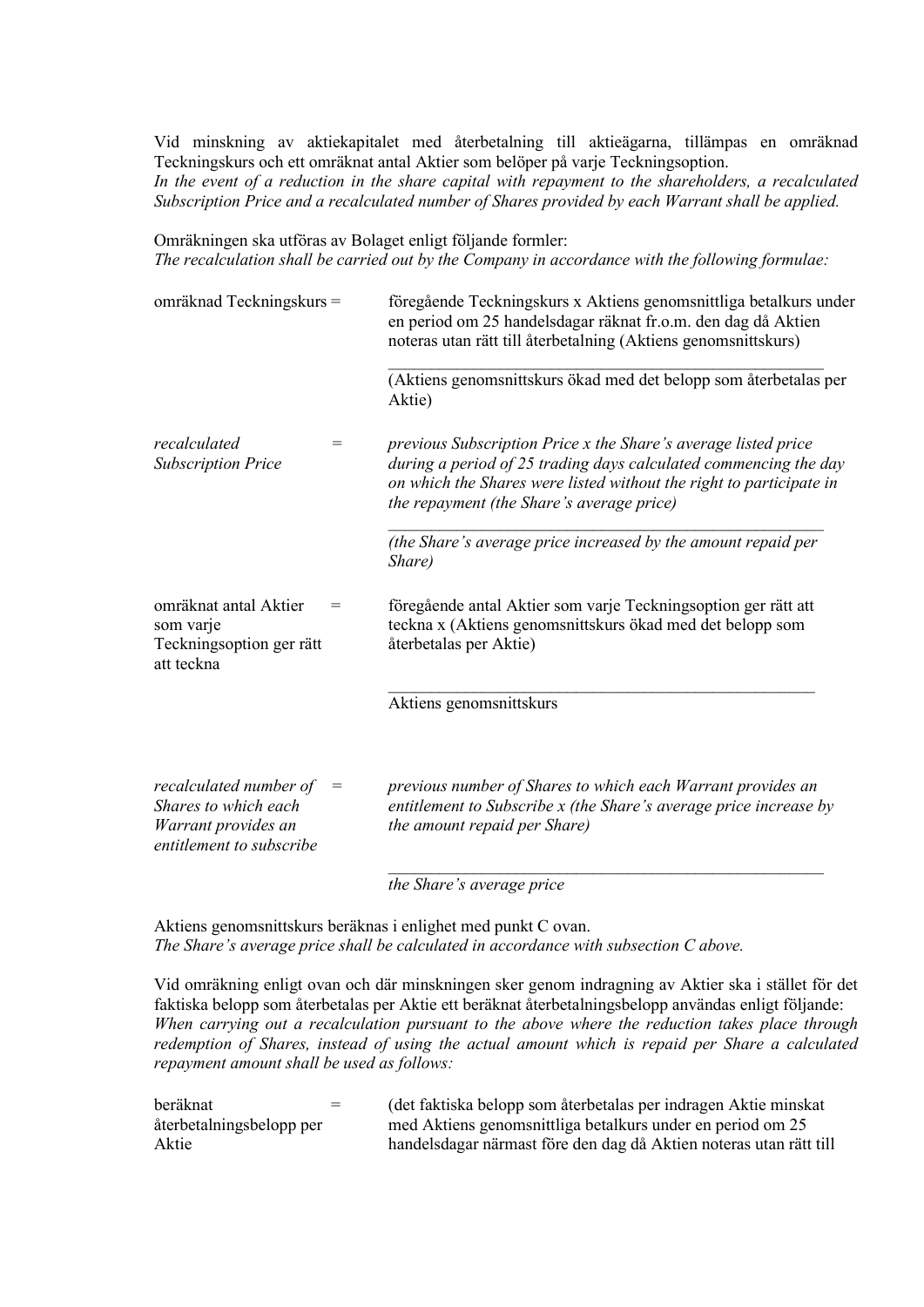Vid minskning av aktiekapitalet med återbetalning till aktieägarna, tillämpas en omräknad Teckningskurs och ett omräknat antal Aktier som belöper på varje Teckningsoption.
*In the event of a reduction in the share capital with repayment to the shareholders, a recalculated Subscription Price and a recalculated number of Shares provided by each Warrant shall be applied.*

Omräkningen ska utföras av Bolaget enligt följande formler:
*The recalculation shall be carried out by the Company in accordance with the following formulae:*

$$\text{omräknad Teckningskurs} = \frac{\text{föregående Teckningskurs x Aktiens genomsnittliga betalkurs under en period om 25 handelsdagar räknat fr.o.m. den dag då Aktien noteras utan rätt till återbetalning (Aktiens genomsnittskurs)}}{\text{(Aktiens genomsnittskurs ökad med det belopp som återbetalas per Aktie)}}$$

$$\textit{recalculated Subscription Price} = \frac{\textit{previous Subscription Price x the Share's average listed price during a period of 25 trading days calculated commencing the day on which the Shares were listed without the right to participate in the repayment (the Share's average price)}}{\textit{(the Share's average price increased by the amount repaid per Share)}}$$

$$\text{omräknat antal Aktier som varje Teckningsoption ger rätt att teckna} = \frac{\text{föregående antal Aktier som varje Teckningsoption ger rätt att teckna x (Aktiens genomsnittskurs ökad med det belopp som återbetalas per Aktie)}}{\text{Aktiens genomsnittskurs}}$$

$$\textit{recalculated number of Shares to which each Warrant provides an entitlement to subscribe} = \frac{\textit{previous number of Shares to which each Warrant provides an entitlement to Subscribe x (the Share's average price increase by the amount repaid per Share)}}{\textit{the Share's average price}}$$

Aktiens genomsnittskurs beräknas i enlighet med punkt C ovan.
*The Share's average price shall be calculated in accordance with subsection C above.*

Vid omräkning enligt ovan och där minskningen sker genom indragning av Aktier ska i stället för det faktiska belopp som återbetalas per Aktie ett beräknat återbetalningsbelopp användas enligt följande:
*When carrying out a recalculation pursuant to the above where the reduction takes place through redemption of Shares, instead of using the actual amount which is repaid per Share a calculated repayment amount shall be used as follows:*

beräknat återbetalningsbelopp per Aktie = (det faktiska belopp som återbetalas per indragen Aktie minskat med Aktiens genomsnittliga betalkurs under en period om 25 handelsdagar närmast före den dag då Aktien noteras utan rätt till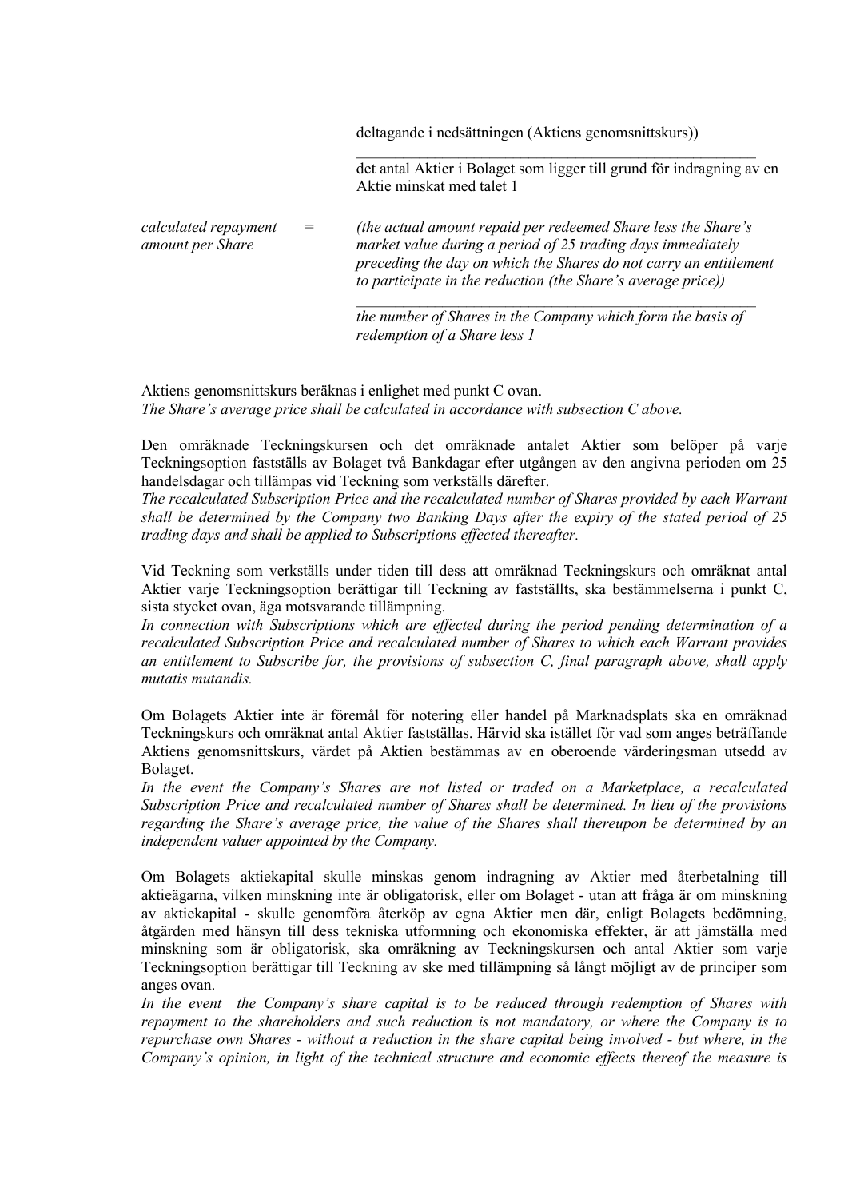deltagande i nedsättningen (Aktiens genomsnittskurs))

―――――――――――――――――――――――――――

det antal Aktier i Bolaget som ligger till grund för indragning av en Aktie minskat med talet 1

*calculated repayment amount per Share* = *(the actual amount repaid per redeemed Share less the Share's market value during a period of 25 trading days immediately preceding the day on which the Shares do not carry an entitlement to participate in the reduction (the Share's average price))*

―――――――――――――――――――――――――――

*the number of Shares in the Company which form the basis of redemption of a Share less 1*

Aktiens genomsnittskurs beräknas i enlighet med punkt C ovan.
*The Share's average price shall be calculated in accordance with subsection C above.*

Den omräknade Teckningskursen och det omräknade antalet Aktier som belöper på varje Teckningsoption fastställs av Bolaget två Bankdagar efter utgången av den angivna perioden om 25 handelsdagar och tillämpas vid Teckning som verkställs därefter.
*The recalculated Subscription Price and the recalculated number of Shares provided by each Warrant shall be determined by the Company two Banking Days after the expiry of the stated period of 25 trading days and shall be applied to Subscriptions effected thereafter.*

Vid Teckning som verkställs under tiden till dess att omräknad Teckningskurs och omräknat antal Aktier varje Teckningsoption berättigar till Teckning av fastställts, ska bestämmelserna i punkt C, sista stycket ovan, äga motsvarande tillämpning.
*In connection with Subscriptions which are effected during the period pending determination of a recalculated Subscription Price and recalculated number of Shares to which each Warrant provides an entitlement to Subscribe for, the provisions of subsection C, final paragraph above, shall apply mutatis mutandis.*

Om Bolagets Aktier inte är föremål för notering eller handel på Marknadsplats ska en omräknad Teckningskurs och omräknat antal Aktier fastställas. Härvid ska istället för vad som anges beträffande Aktiens genomsnittskurs, värdet på Aktien bestämmas av en oberoende värderingsman utsedd av Bolaget.
*In the event the Company's Shares are not listed or traded on a Marketplace, a recalculated Subscription Price and recalculated number of Shares shall be determined. In lieu of the provisions regarding the Share's average price, the value of the Shares shall thereupon be determined by an independent valuer appointed by the Company.*

Om Bolagets aktiekapital skulle minskas genom indragning av Aktier med återbetalning till aktieägarna, vilken minskning inte är obligatorisk, eller om Bolaget - utan att fråga är om minskning av aktiekapital - skulle genomföra återköp av egna Aktier men där, enligt Bolagets bedömning, åtgärden med hänsyn till dess tekniska utformning och ekonomiska effekter, är att jämställa med minskning som är obligatorisk, ska omräkning av Teckningskursen och antal Aktier som varje Teckningsoption berättigar till Teckning av ske med tillämpning så långt möjligt av de principer som anges ovan.
*In the event the Company's share capital is to be reduced through redemption of Shares with repayment to the shareholders and such reduction is not mandatory, or where the Company is to repurchase own Shares - without a reduction in the share capital being involved - but where, in the Company's opinion, in light of the technical structure and economic effects thereof the measure is*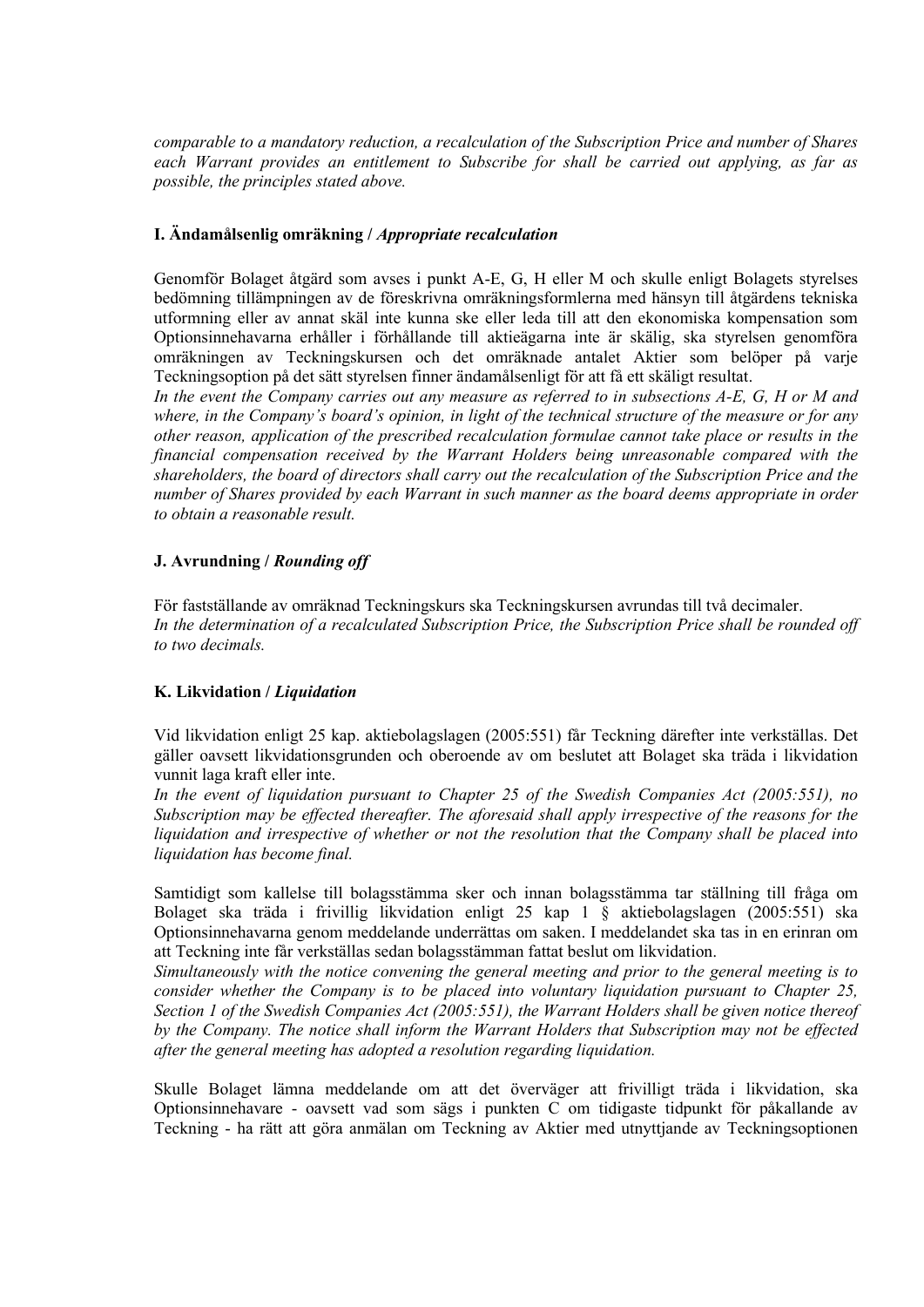*comparable to a mandatory reduction, a recalculation of the Subscription Price and number of Shares each Warrant provides an entitlement to Subscribe for shall be carried out applying, as far as possible, the principles stated above.*

### I. Ändamålsenlig omräkning / *Appropriate recalculation*

Genomför Bolaget åtgärd som avses i punkt A-E, G, H eller M och skulle enligt Bolagets styrelses bedömning tillämpningen av de föreskrivna omräkningsformlerna med hänsyn till åtgärdens tekniska utformning eller av annat skäl inte kunna ske eller leda till att den ekonomiska kompensation som Optionsinnehavarna erhåller i förhållande till aktieägarna inte är skälig, ska styrelsen genomföra omräkningen av Teckningskursen och det omräknade antalet Aktier som belöper på varje Teckningsoption på det sätt styrelsen finner ändamålsenligt för att få ett skäligt resultat.
*In the event the Company carries out any measure as referred to in subsections A-E, G, H or M and where, in the Company's board's opinion, in light of the technical structure of the measure or for any other reason, application of the prescribed recalculation formulae cannot take place or results in the financial compensation received by the Warrant Holders being unreasonable compared with the shareholders, the board of directors shall carry out the recalculation of the Subscription Price and the number of Shares provided by each Warrant in such manner as the board deems appropriate in order to obtain a reasonable result.*

### J. Avrundning / *Rounding off*

För fastställande av omräknad Teckningskurs ska Teckningskursen avrundas till två decimaler.
*In the determination of a recalculated Subscription Price, the Subscription Price shall be rounded off to two decimals.*

### K. Likvidation / *Liquidation*

Vid likvidation enligt 25 kap. aktiebolagslagen (2005:551) får Teckning därefter inte verkställas. Det gäller oavsett likvidationsgrunden och oberoende av om beslutet att Bolaget ska träda i likvidation vunnit laga kraft eller inte.
*In the event of liquidation pursuant to Chapter 25 of the Swedish Companies Act (2005:551), no Subscription may be effected thereafter. The aforesaid shall apply irrespective of the reasons for the liquidation and irrespective of whether or not the resolution that the Company shall be placed into liquidation has become final.*

Samtidigt som kallelse till bolagsstämma sker och innan bolagsstämma tar ställning till fråga om Bolaget ska träda i frivillig likvidation enligt 25 kap 1 § aktiebolagslagen (2005:551) ska Optionsinnehavarna genom meddelande underrättas om saken. I meddelandet ska tas in en erinran om att Teckning inte får verkställas sedan bolagsstämman fattat beslut om likvidation.
*Simultaneously with the notice convening the general meeting and prior to the general meeting is to consider whether the Company is to be placed into voluntary liquidation pursuant to Chapter 25, Section 1 of the Swedish Companies Act (2005:551), the Warrant Holders shall be given notice thereof by the Company. The notice shall inform the Warrant Holders that Subscription may not be effected after the general meeting has adopted a resolution regarding liquidation.*

Skulle Bolaget lämna meddelande om att det överväger att frivilligt träda i likvidation, ska Optionsinnehavare - oavsett vad som sägs i punkten C om tidigaste tidpunkt för påkallande av Teckning - ha rätt att göra anmälan om Teckning av Aktier med utnyttjande av Teckningsoptionen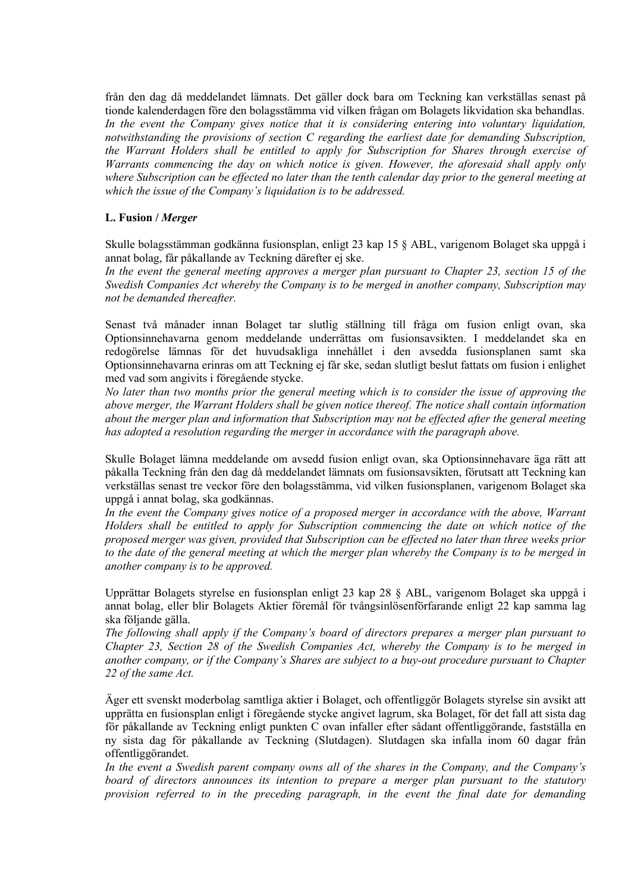från den dag då meddelandet lämnats. Det gäller dock bara om Teckning kan verkställas senast på tionde kalenderdagen före den bolagsstämma vid vilken frågan om Bolagets likvidation ska behandlas.
*In the event the Company gives notice that it is considering entering into voluntary liquidation, notwithstanding the provisions of section C regarding the earliest date for demanding Subscription, the Warrant Holders shall be entitled to apply for Subscription for Shares through exercise of Warrants commencing the day on which notice is given. However, the aforesaid shall apply only where Subscription can be effected no later than the tenth calendar day prior to the general meeting at which the issue of the Company's liquidation is to be addressed.*

**L. Fusion /** ***Merger***

Skulle bolagsstämman godkänna fusionsplan, enligt 23 kap 15 § ABL, varigenom Bolaget ska uppgå i annat bolag, får påkallande av Teckning därefter ej ske.
*In the event the general meeting approves a merger plan pursuant to Chapter 23, section 15 of the Swedish Companies Act whereby the Company is to be merged in another company, Subscription may not be demanded thereafter.*

Senast två månader innan Bolaget tar slutlig ställning till fråga om fusion enligt ovan, ska Optionsinnehavarna genom meddelande underrättas om fusionsavsikten. I meddelandet ska en redogörelse lämnas för det huvudsakliga innehållet i den avsedda fusionsplanen samt ska Optionsinnehavarna erinras om att Teckning ej får ske, sedan slutligt beslut fattats om fusion i enlighet med vad som angivits i föregående stycke.
*No later than two months prior the general meeting which is to consider the issue of approving the above merger, the Warrant Holders shall be given notice thereof. The notice shall contain information about the merger plan and information that Subscription may not be effected after the general meeting has adopted a resolution regarding the merger in accordance with the paragraph above.*

Skulle Bolaget lämna meddelande om avsedd fusion enligt ovan, ska Optionsinnehavare äga rätt att påkalla Teckning från den dag då meddelandet lämnats om fusionsavsikten, förutsatt att Teckning kan verkställas senast tre veckor före den bolagsstämma, vid vilken fusionsplanen, varigenom Bolaget ska uppgå i annat bolag, ska godkännas.
*In the event the Company gives notice of a proposed merger in accordance with the above, Warrant Holders shall be entitled to apply for Subscription commencing the date on which notice of the proposed merger was given, provided that Subscription can be effected no later than three weeks prior to the date of the general meeting at which the merger plan whereby the Company is to be merged in another company is to be approved.*

Upprättar Bolagets styrelse en fusionsplan enligt 23 kap 28 § ABL, varigenom Bolaget ska uppgå i annat bolag, eller blir Bolagets Aktier föremål för tvångsinlösenförfarande enligt 22 kap samma lag ska följande gälla.
*The following shall apply if the Company's board of directors prepares a merger plan pursuant to Chapter 23, Section 28 of the Swedish Companies Act, whereby the Company is to be merged in another company, or if the Company's Shares are subject to a buy-out procedure pursuant to Chapter 22 of the same Act.*

Äger ett svenskt moderbolag samtliga aktier i Bolaget, och offentliggör Bolagets styrelse sin avsikt att upprätta en fusionsplan enligt i föregående stycke angivet lagrum, ska Bolaget, för det fall att sista dag för påkallande av Teckning enligt punkten C ovan infaller efter sådant offentliggörande, fastställa en ny sista dag för påkallande av Teckning (Slutdagen). Slutdagen ska infalla inom 60 dagar från offentliggörandet.
*In the event a Swedish parent company owns all of the shares in the Company, and the Company's board of directors announces its intention to prepare a merger plan pursuant to the statutory provision referred to in the preceding paragraph, in the event the final date for demanding*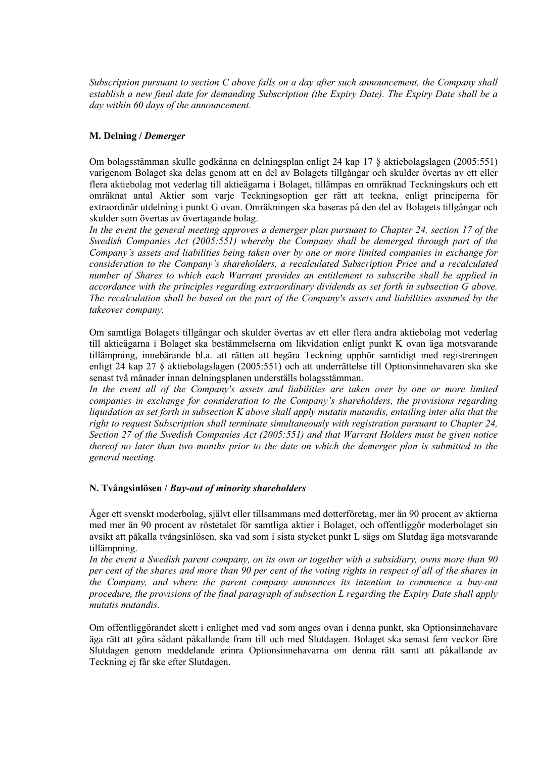*Subscription pursuant to section C above falls on a day after such announcement, the Company shall establish a new final date for demanding Subscription (the Expiry Date). The Expiry Date shall be a day within 60 days of the announcement.*

### M. Delning / *Demerger*

Om bolagsstämman skulle godkänna en delningsplan enligt 24 kap 17 § aktiebolagslagen (2005:551) varigenom Bolaget ska delas genom att en del av Bolagets tillgångar och skulder övertas av ett eller flera aktiebolag mot vederlag till aktieägarna i Bolaget, tillämpas en omräknad Teckningskurs och ett omräknat antal Aktier som varje Teckningsoption ger rätt att teckna, enligt principerna för extraordinär utdelning i punkt G ovan. Omräkningen ska baseras på den del av Bolagets tillgångar och skulder som övertas av övertagande bolag.
*In the event the general meeting approves a demerger plan pursuant to Chapter 24, section 17 of the Swedish Companies Act (2005:551) whereby the Company shall be demerged through part of the Company's assets and liabilities being taken over by one or more limited companies in exchange for consideration to the Company's shareholders, a recalculated Subscription Price and a recalculated number of Shares to which each Warrant provides an entitlement to subscribe shall be applied in accordance with the principles regarding extraordinary dividends as set forth in subsection G above. The recalculation shall be based on the part of the Company's assets and liabilities assumed by the takeover company.*

Om samtliga Bolagets tillgångar och skulder övertas av ett eller flera andra aktiebolag mot vederlag till aktieägarna i Bolaget ska bestämmelserna om likvidation enligt punkt K ovan äga motsvarande tillämpning, innebärande bl.a. att rätten att begära Teckning upphör samtidigt med registreringen enligt 24 kap 27 § aktiebolagslagen (2005:551) och att underrättelse till Optionsinnehavaren ska ske senast två månader innan delningsplanen underställs bolagsstämman.
*In the event all of the Company's assets and liabilities are taken over by one or more limited companies in exchange for consideration to the Company's shareholders, the provisions regarding liquidation as set forth in subsection K above shall apply mutatis mutandis, entailing inter alia that the right to request Subscription shall terminate simultaneously with registration pursuant to Chapter 24, Section 27 of the Swedish Companies Act (2005:551) and that Warrant Holders must be given notice thereof no later than two months prior to the date on which the demerger plan is submitted to the general meeting.*

### N. Tvångsinlösen / *Buy-out of minority shareholders*

Äger ett svenskt moderbolag, självt eller tillsammans med dotterföretag, mer än 90 procent av aktierna med mer än 90 procent av röstetalet för samtliga aktier i Bolaget, och offentliggör moderbolaget sin avsikt att påkalla tvångsinlösen, ska vad som i sista stycket punkt L sägs om Slutdag äga motsvarande tillämpning.
*In the event a Swedish parent company, on its own or together with a subsidiary, owns more than 90 per cent of the shares and more than 90 per cent of the voting rights in respect of all of the shares in the Company, and where the parent company announces its intention to commence a buy-out procedure, the provisions of the final paragraph of subsection L regarding the Expiry Date shall apply mutatis mutandis.*

Om offentliggörandet skett i enlighet med vad som anges ovan i denna punkt, ska Optionsinnehavare äga rätt att göra sådant påkallande fram till och med Slutdagen. Bolaget ska senast fem veckor före Slutdagen genom meddelande erinra Optionsinnehavarna om denna rätt samt att påkallande av Teckning ej får ske efter Slutdagen.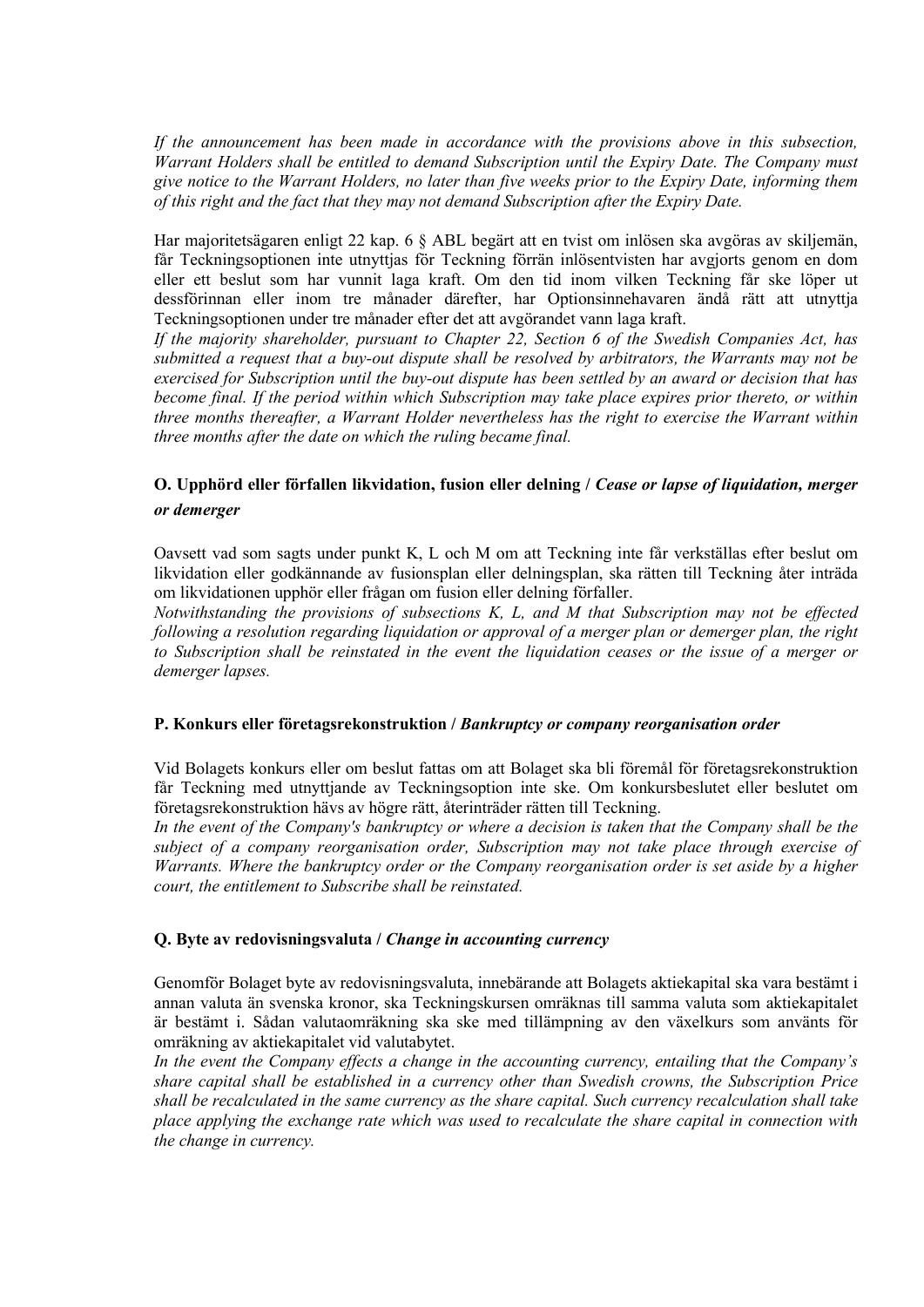*If the announcement has been made in accordance with the provisions above in this subsection, Warrant Holders shall be entitled to demand Subscription until the Expiry Date. The Company must give notice to the Warrant Holders, no later than five weeks prior to the Expiry Date, informing them of this right and the fact that they may not demand Subscription after the Expiry Date.*

Har majoritetsägaren enligt 22 kap. 6 § ABL begärt att en tvist om inlösen ska avgöras av skiljemän, får Teckningsoptionen inte utnyttjas för Teckning förrän inlösentvisten har avgjorts genom en dom eller ett beslut som har vunnit laga kraft. Om den tid inom vilken Teckning får ske löper ut dessförinnan eller inom tre månader därefter, har Optionsinnehavaren ändå rätt att utnyttja Teckningsoptionen under tre månader efter det att avgörandet vann laga kraft.
*If the majority shareholder, pursuant to Chapter 22, Section 6 of the Swedish Companies Act, has submitted a request that a buy-out dispute shall be resolved by arbitrators, the Warrants may not be exercised for Subscription until the buy-out dispute has been settled by an award or decision that has become final. If the period within which Subscription may take place expires prior thereto, or within three months thereafter, a Warrant Holder nevertheless has the right to exercise the Warrant within three months after the date on which the ruling became final.*

### O. Upphörd eller förfallen likvidation, fusion eller delning / *Cease or lapse of liquidation, merger or demerger*

Oavsett vad som sagts under punkt K, L och M om att Teckning inte får verkställas efter beslut om likvidation eller godkännande av fusionsplan eller delningsplan, ska rätten till Teckning åter inträda om likvidationen upphör eller frågan om fusion eller delning förfaller.
*Notwithstanding the provisions of subsections K, L, and M that Subscription may not be effected following a resolution regarding liquidation or approval of a merger plan or demerger plan, the right to Subscription shall be reinstated in the event the liquidation ceases or the issue of a merger or demerger lapses.*

### P. Konkurs eller företagsrekonstruktion / *Bankruptcy or company reorganisation order*

Vid Bolagets konkurs eller om beslut fattas om att Bolaget ska bli föremål för företagsrekonstruktion får Teckning med utnyttjande av Teckningsoption inte ske. Om konkursbeslutet eller beslutet om företagsrekonstruktion hävs av högre rätt, återinträder rätten till Teckning.
*In the event of the Company's bankruptcy or where a decision is taken that the Company shall be the subject of a company reorganisation order, Subscription may not take place through exercise of Warrants. Where the bankruptcy order or the Company reorganisation order is set aside by a higher court, the entitlement to Subscribe shall be reinstated.*

### Q. Byte av redovisningsvaluta / *Change in accounting currency*

Genomför Bolaget byte av redovisningsvaluta, innebärande att Bolagets aktiekapital ska vara bestämt i annan valuta än svenska kronor, ska Teckningskursen omräknas till samma valuta som aktiekapitalet är bestämt i. Sådan valutaomräkning ska ske med tillämpning av den växelkurs som använts för omräkning av aktiekapitalet vid valutabytet.
*In the event the Company effects a change in the accounting currency, entailing that the Company's share capital shall be established in a currency other than Swedish crowns, the Subscription Price shall be recalculated in the same currency as the share capital. Such currency recalculation shall take place applying the exchange rate which was used to recalculate the share capital in connection with the change in currency.*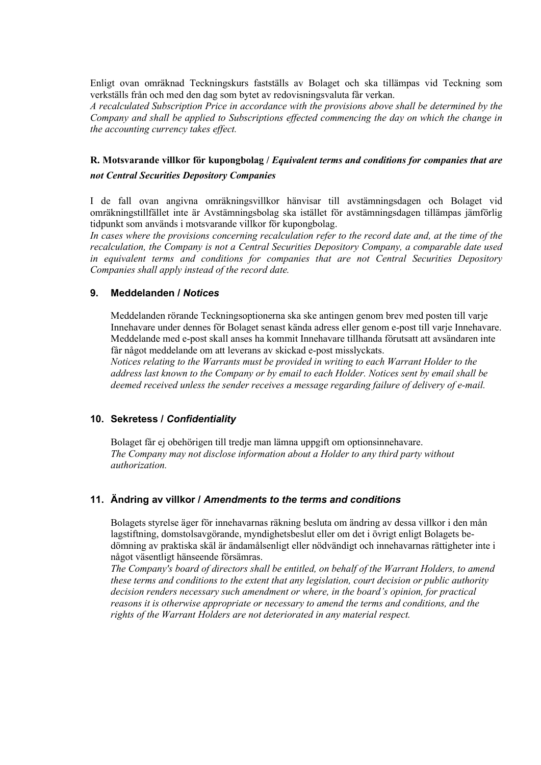Enligt ovan omräknad Teckningskurs fastställs av Bolaget och ska tillämpas vid Teckning som verkställs från och med den dag som bytet av redovisningsvaluta får verkan.
*A recalculated Subscription Price in accordance with the provisions above shall be determined by the Company and shall be applied to Subscriptions effected commencing the day on which the change in the accounting currency takes effect.*

### R. Motsvarande villkor för kupongbolag / *Equivalent terms and conditions for companies that are not Central Securities Depository Companies*

I de fall ovan angivna omräkningsvillkor hänvisar till avstämningsdagen och Bolaget vid omräkningstillfället inte är Avstämningsbolag ska istället för avstämningsdagen tillämpas jämförlig tidpunkt som används i motsvarande villkor för kupongbolag.
*In cases where the provisions concerning recalculation refer to the record date and, at the time of the recalculation, the Company is not a Central Securities Depository Company, a comparable date used in equivalent terms and conditions for companies that are not Central Securities Depository Companies shall apply instead of the record date.*

## 9. Meddelanden / *Notices*

Meddelanden rörande Teckningsoptionerna ska ske antingen genom brev med posten till varje Innehavare under dennes för Bolaget senast kända adress eller genom e-post till varje Innehavare. Meddelande med e-post skall anses ha kommit Innehavare tillhanda förutsatt att avsändaren inte får något meddelande om att leverans av skickad e-post misslyckats.
*Notices relating to the Warrants must be provided in writing to each Warrant Holder to the address last known to the Company or by email to each Holder. Notices sent by email shall be deemed received unless the sender receives a message regarding failure of delivery of e-mail.*

## 10. Sekretess / *Confidentiality*

Bolaget får ej obehörigen till tredje man lämna uppgift om optionsinnehavare.
*The Company may not disclose information about a Holder to any third party without authorization.*

## 11. Ändring av villkor / *Amendments to the terms and conditions*

Bolagets styrelse äger för innehavarnas räkning besluta om ändring av dessa villkor i den mån lagstiftning, domstolsavgörande, myndighetsbeslut eller om det i övrigt enligt Bolagets bedömning av praktiska skäl är ändamålsenligt eller nödvändigt och innehavarnas rättigheter inte i något väsentligt hänseende försämras.
*The Company's board of directors shall be entitled, on behalf of the Warrant Holders, to amend these terms and conditions to the extent that any legislation, court decision or public authority decision renders necessary such amendment or where, in the board's opinion, for practical reasons it is otherwise appropriate or necessary to amend the terms and conditions, and the rights of the Warrant Holders are not deteriorated in any material respect.*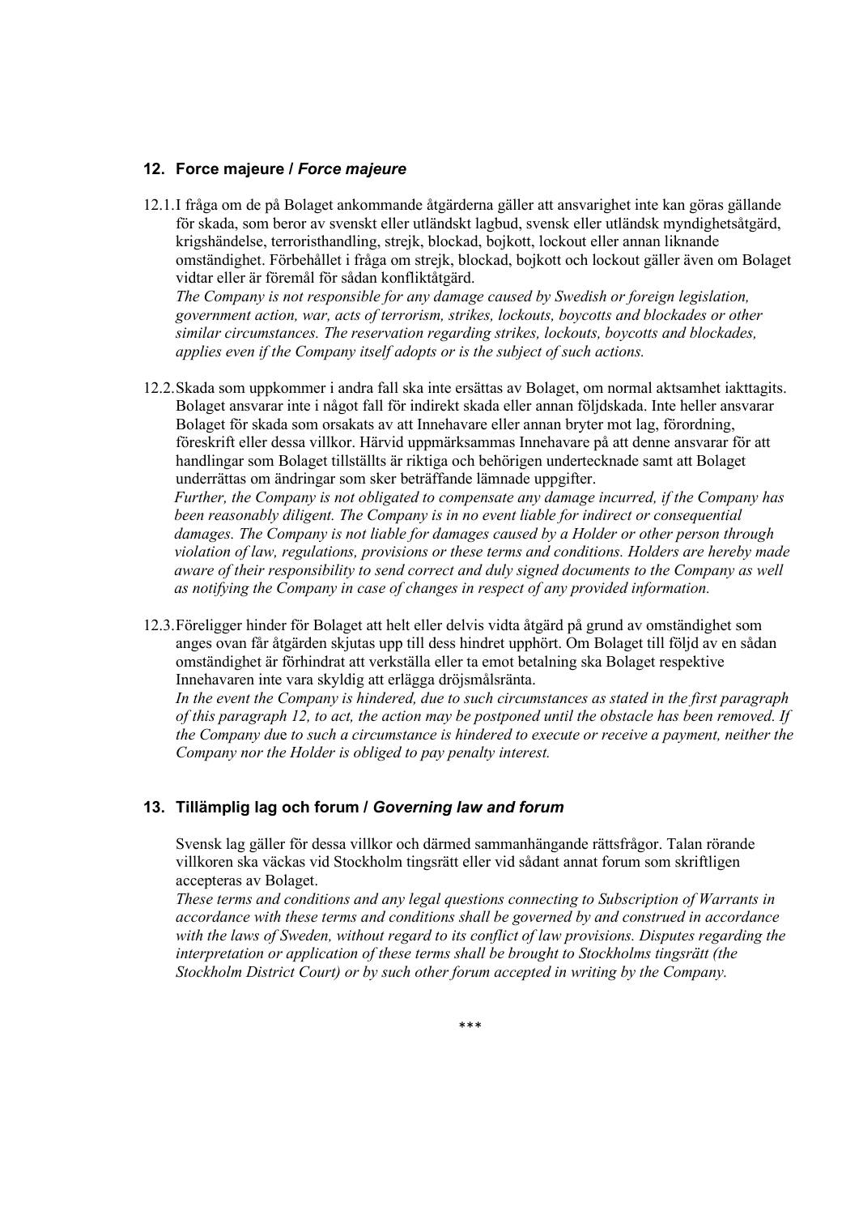## 12. Force majeure / *Force majeure*

12.1. I fråga om de på Bolaget ankommande åtgärderna gäller att ansvarighet inte kan göras gällande för skada, som beror av svenskt eller utländskt lagbud, svensk eller utländsk myndighetsåtgärd, krigshändelse, terroristhandling, strejk, blockad, bojkott, lockout eller annan liknande omständighet. Förbehållet i fråga om strejk, blockad, bojkott och lockout gäller även om Bolaget vidtar eller är föremål för sådan konfliktåtgärd.
*The Company is not responsible for any damage caused by Swedish or foreign legislation, government action, war, acts of terrorism, strikes, lockouts, boycotts and blockades or other similar circumstances. The reservation regarding strikes, lockouts, boycotts and blockades, applies even if the Company itself adopts or is the subject of such actions.*

12.2. Skada som uppkommer i andra fall ska inte ersättas av Bolaget, om normal aktsamhet iakttagits. Bolaget ansvarar inte i något fall för indirekt skada eller annan följdskada. Inte heller ansvarar Bolaget för skada som orsakats av att Innehavare eller annan bryter mot lag, förordning, föreskrift eller dessa villkor. Härvid uppmärksammas Innehavare på att denne ansvarar för att handlingar som Bolaget tillställts är riktiga och behörigen undertecknade samt att Bolaget underrättas om ändringar som sker beträffande lämnade uppgifter.
*Further, the Company is not obligated to compensate any damage incurred, if the Company has been reasonably diligent. The Company is in no event liable for indirect or consequential damages. The Company is not liable for damages caused by a Holder or other person through violation of law, regulations, provisions or these terms and conditions. Holders are hereby made aware of their responsibility to send correct and duly signed documents to the Company as well as notifying the Company in case of changes in respect of any provided information.*

12.3. Föreligger hinder för Bolaget att helt eller delvis vidta åtgärd på grund av omständighet som anges ovan får åtgärden skjutas upp till dess hindret upphört. Om Bolaget till följd av en sådan omständighet är förhindrat att verkställa eller ta emot betalning ska Bolaget respektive Innehavaren inte vara skyldig att erlägga dröjsmålsränta.
*In the event the Company is hindered, due to such circumstances as stated in the first paragraph of this paragraph 12, to act, the action may be postponed until the obstacle has been removed. If the Company due to such a circumstance is hindered to execute or receive a payment, neither the Company nor the Holder is obliged to pay penalty interest.*

## 13. Tillämplig lag och forum / *Governing law and forum*

Svensk lag gäller för dessa villkor och därmed sammanhängande rättsfrågor. Talan rörande villkoren ska väckas vid Stockholm tingsrätt eller vid sådant annat forum som skriftligen accepteras av Bolaget.
*These terms and conditions and any legal questions connecting to Subscription of Warrants in accordance with these terms and conditions shall be governed by and construed in accordance with the laws of Sweden, without regard to its conflict of law provisions. Disputes regarding the interpretation or application of these terms shall be brought to Stockholms tingsrätt (the Stockholm District Court) or by such other forum accepted in writing by the Company.*

\*\*\*